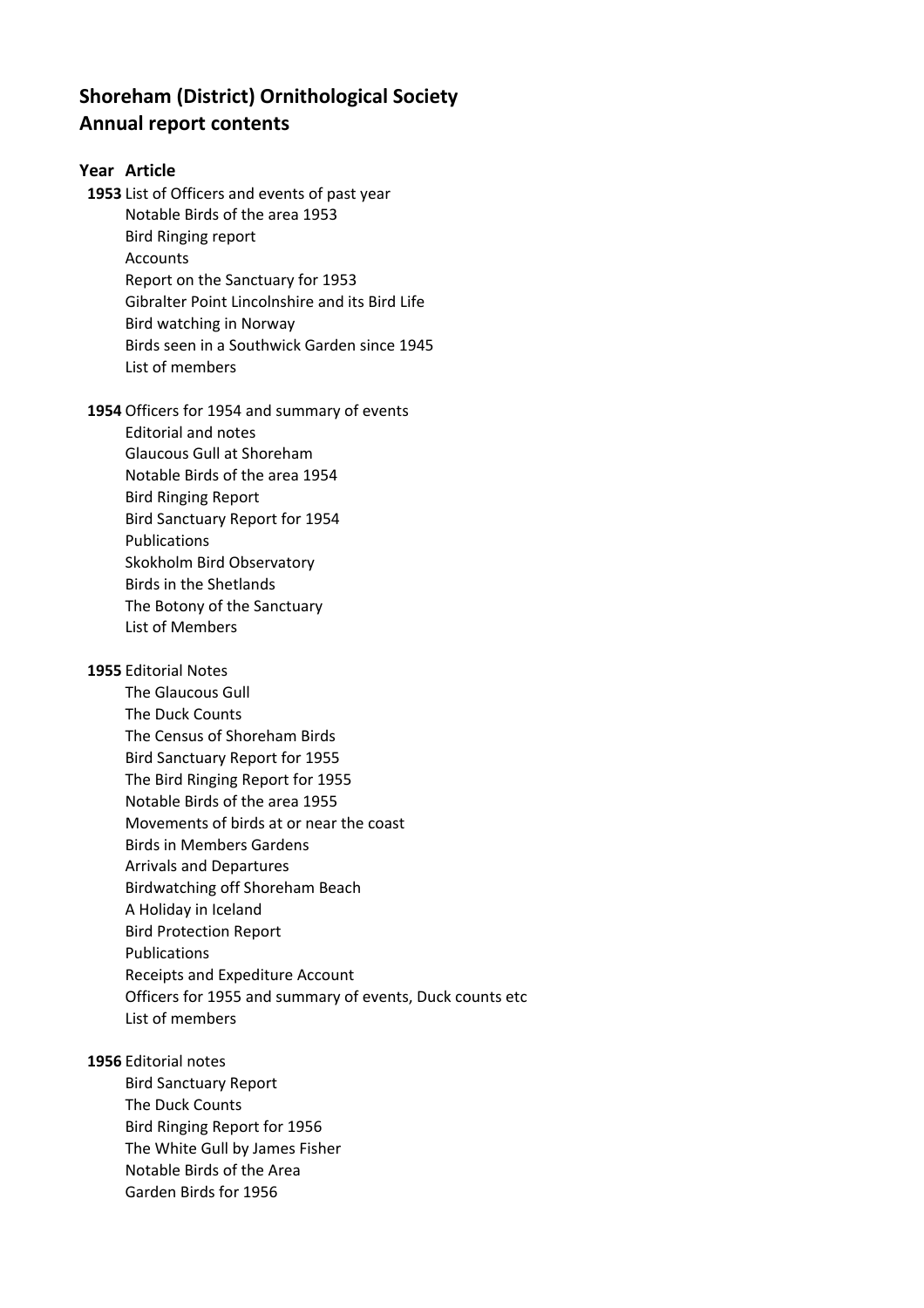# Shoreham (District) Ornithological Society
# Annual report contents

| Year | Article |
| --- | --- |
| **1953** | List of Officers and events of past year |
| | Notable Birds of the area 1953 |
| | Bird Ringing report |
| | Accounts |
| | Report on the Sanctuary for 1953 |
| | Gibralter Point Lincolnshire and its Bird Life |
| | Bird watching in Norway |
| | Birds seen in a Southwick Garden since 1945 |
| | List of members |
| | |
| **1954** | Officers for 1954 and summary of events |
| | Editorial and notes |
| | Glaucous Gull at Shoreham |
| | Notable Birds of the area 1954 |
| | Bird Ringing Report |
| | Bird Sanctuary Report for 1954 |
| | Publications |
| | Skokholm Bird Observatory |
| | Birds in the Shetlands |
| | The Botony of the Sanctuary |
| | List of Members |
| | |
| **1955** | Editorial Notes |
| | The Glaucous Gull |
| | The Duck Counts |
| | The Census of Shoreham Birds |
| | Bird Sanctuary Report for 1955 |
| | The Bird Ringing Report for 1955 |
| | Notable Birds of the area 1955 |
| | Movements of birds at or near the coast |
| | Birds in Members Gardens |
| | Arrivals and Departures |
| | Birdwatching off Shoreham Beach |
| | A Holiday in Iceland |
| | Bird Protection Report |
| | Publications |
| | Receipts and Expediture Account |
| | Officers for 1955 and summary of events, Duck counts etc |
| | List of members |
| | |
| **1956** | Editorial notes |
| | Bird Sanctuary Report |
| | The Duck Counts |
| | Bird Ringing Report for 1956 |
| | The White Gull by James Fisher |
| | Notable Birds of the Area |
| | Garden Birds for 1956 |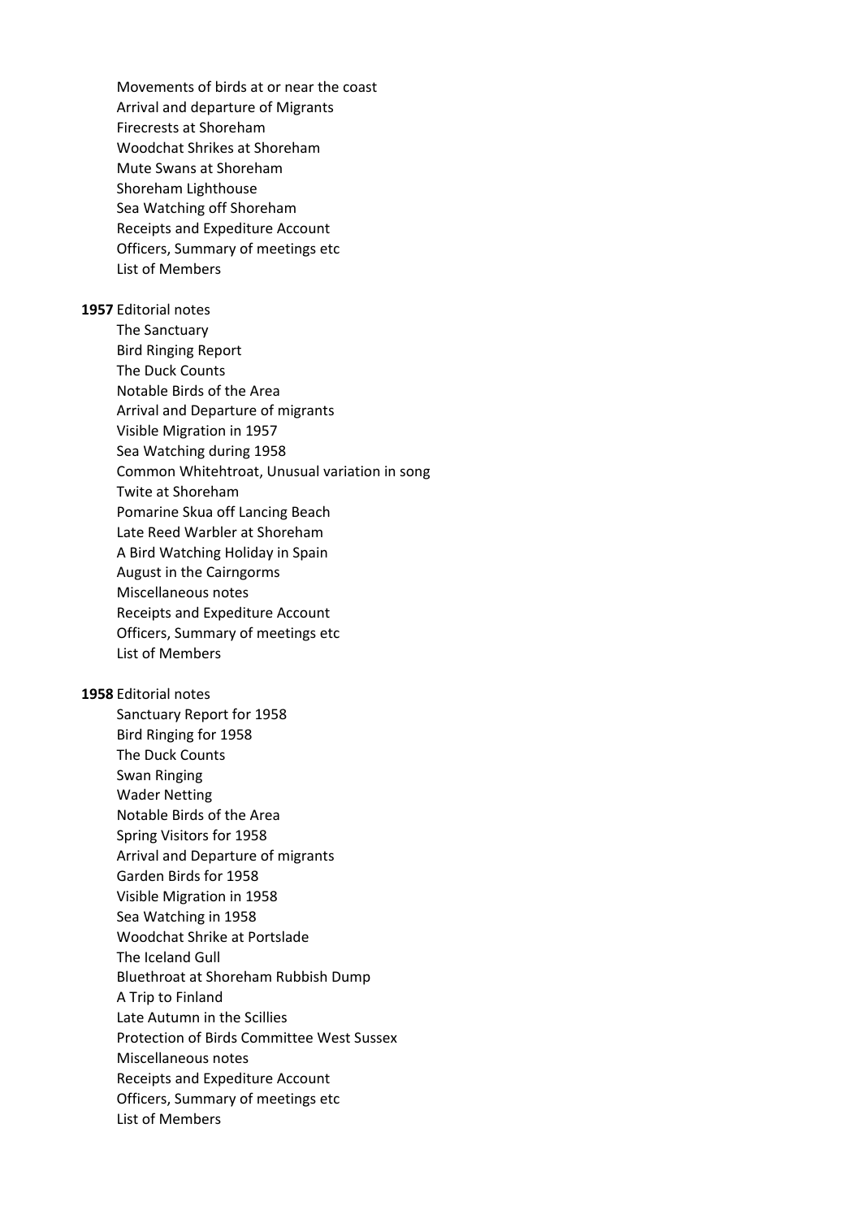Movements of birds at or near the coast
Arrival and departure of Migrants
Firecrests at Shoreham
Woodchat Shrikes at Shoreham
Mute Swans at Shoreham
Shoreham Lighthouse
Sea Watching off Shoreham
Receipts and Expediture Account
Officers, Summary of meetings etc
List of Members

**1957** Editorial notes
The Sanctuary
Bird Ringing Report
The Duck Counts
Notable Birds of the Area
Arrival and Departure of migrants
Visible Migration in 1957
Sea Watching during 1958
Common Whitehtroat, Unusual variation in song
Twite at Shoreham
Pomarine Skua off Lancing Beach
Late Reed Warbler at Shoreham
A Bird Watching Holiday in Spain
August in the Cairngorms
Miscellaneous notes
Receipts and Expediture Account
Officers, Summary of meetings etc
List of Members

**1958** Editorial notes
Sanctuary Report for 1958
Bird Ringing for 1958
The Duck Counts
Swan Ringing
Wader Netting
Notable Birds of the Area
Spring Visitors for 1958
Arrival and Departure of migrants
Garden Birds for 1958
Visible Migration in 1958
Sea Watching in 1958
Woodchat Shrike at Portslade
The Iceland Gull
Bluethroat at Shoreham Rubbish Dump
A Trip to Finland
Late Autumn in the Scillies
Protection of Birds Committee West Sussex
Miscellaneous notes
Receipts and Expediture Account
Officers, Summary of meetings etc
List of Members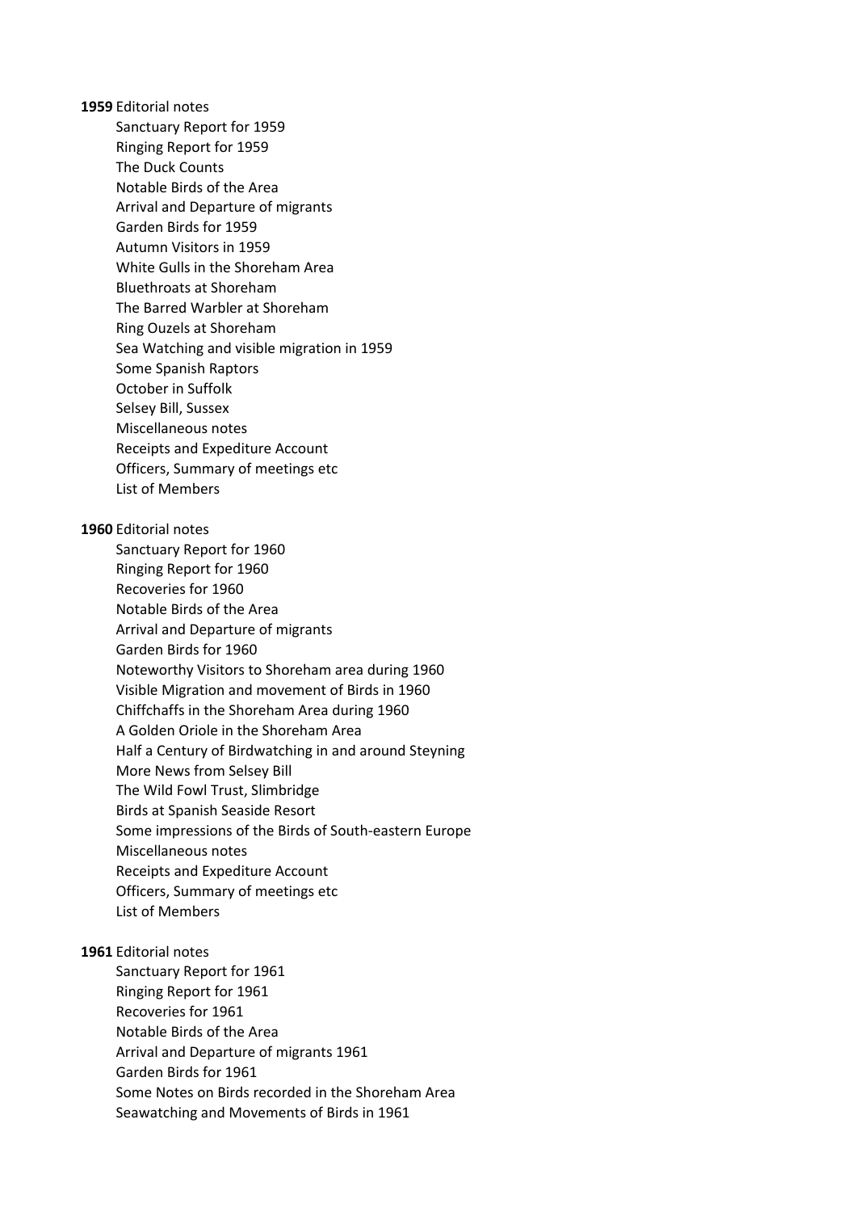**1959** Editorial notes

Sanctuary Report for 1959
Ringing Report for 1959
The Duck Counts
Notable Birds of the Area
Arrival and Departure of migrants
Garden Birds for 1959
Autumn Visitors in 1959
White Gulls in the Shoreham Area
Bluethroats at Shoreham
The Barred Warbler at Shoreham
Ring Ouzels at Shoreham
Sea Watching and visible migration in 1959
Some Spanish Raptors
October in Suffolk
Selsey Bill, Sussex
Miscellaneous notes
Receipts and Expediture Account
Officers, Summary of meetings etc
List of Members

**1960** Editorial notes

Sanctuary Report for 1960
Ringing Report for 1960
Recoveries for 1960
Notable Birds of the Area
Arrival and Departure of migrants
Garden Birds for 1960
Noteworthy Visitors to Shoreham area during 1960
Visible Migration and movement of Birds in 1960
Chiffchaffs in the Shoreham Area during 1960
A Golden Oriole in the Shoreham Area
Half a Century of Birdwatching in and around Steyning
More News from Selsey Bill
The Wild Fowl Trust, Slimbridge
Birds at Spanish Seaside Resort
Some impressions of the Birds of South-eastern Europe
Miscellaneous notes
Receipts and Expediture Account
Officers, Summary of meetings etc
List of Members

**1961** Editorial notes

Sanctuary Report for 1961
Ringing Report for 1961
Recoveries for 1961
Notable Birds of the Area
Arrival and Departure of migrants 1961
Garden Birds for 1961
Some Notes on Birds recorded in the Shoreham Area
Seawatching and Movements of Birds in 1961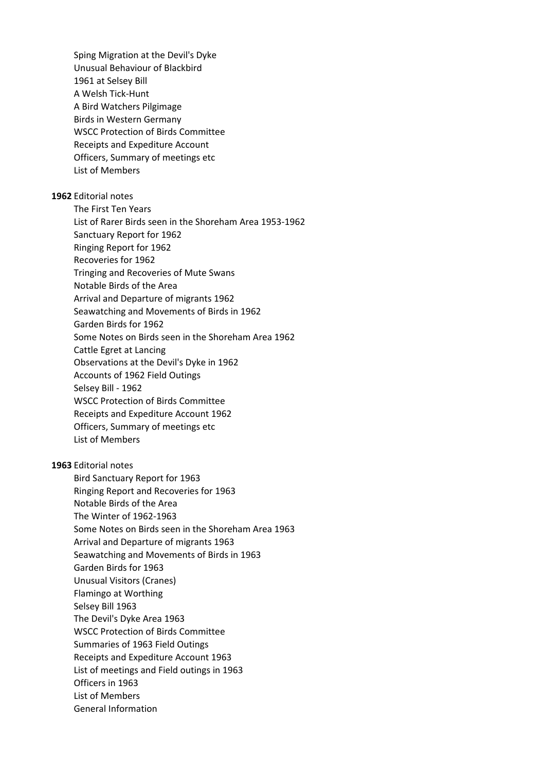Sping Migration at the Devil's Dyke
Unusual Behaviour of Blackbird
1961 at Selsey Bill
A Welsh Tick-Hunt
A Bird Watchers Pilgimage
Birds in Western Germany
WSCC Protection of Birds Committee
Receipts and Expediture Account
Officers, Summary of meetings etc
List of Members

**1962** Editorial notes
The First Ten Years
List of Rarer Birds seen in the Shoreham Area 1953-1962
Sanctuary Report for 1962
Ringing Report for 1962
Recoveries for 1962
Tringing and Recoveries of Mute Swans
Notable Birds of the Area
Arrival and Departure of migrants 1962
Seawatching and Movements of Birds in 1962
Garden Birds for 1962
Some Notes on Birds seen in the Shoreham Area 1962
Cattle Egret at Lancing
Observations at the Devil's Dyke in 1962
Accounts of 1962 Field Outings
Selsey Bill - 1962
WSCC Protection of Birds Committee
Receipts and Expediture Account 1962
Officers, Summary of meetings etc
List of Members

**1963** Editorial notes
Bird Sanctuary Report for 1963
Ringing Report and Recoveries for 1963
Notable Birds of the Area
The Winter of 1962-1963
Some Notes on Birds seen in the Shoreham Area 1963
Arrival and Departure of migrants 1963
Seawatching and Movements of Birds in 1963
Garden Birds for 1963
Unusual Visitors (Cranes)
Flamingo at Worthing
Selsey Bill 1963
The Devil's Dyke Area 1963
WSCC Protection of Birds Committee
Summaries of 1963 Field Outings
Receipts and Expediture Account 1963
List of meetings and Field outings in 1963
Officers in 1963
List of Members
General Information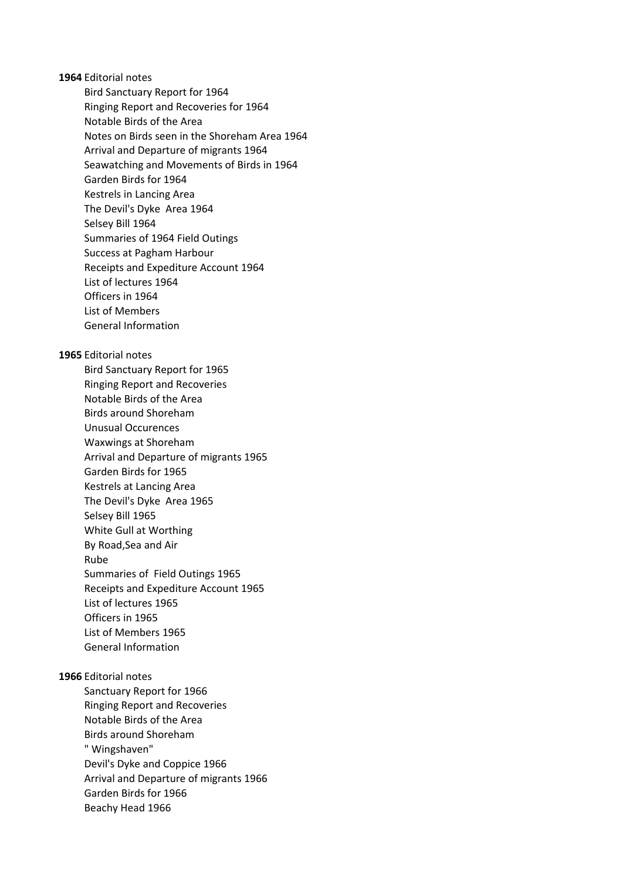**1964** Editorial notes

- Bird Sanctuary Report for 1964
- Ringing Report and Recoveries for 1964
- Notable Birds of the Area
- Notes on Birds seen in the Shoreham Area 1964
- Arrival and Departure of migrants 1964
- Seawatching and Movements of Birds in 1964
- Garden Birds for 1964
- Kestrels in Lancing Area
- The Devil's Dyke Area 1964
- Selsey Bill 1964
- Summaries of 1964 Field Outings
- Success at Pagham Harbour
- Receipts and Expediture Account 1964
- List of lectures 1964
- Officers in 1964
- List of Members
- General Information

**1965** Editorial notes

- Bird Sanctuary Report for 1965
- Ringing Report and Recoveries
- Notable Birds of the Area
- Birds around Shoreham
- Unusual Occurences
- Waxwings at Shoreham
- Arrival and Departure of migrants 1965
- Garden Birds for 1965
- Kestrels at Lancing Area
- The Devil's Dyke Area 1965
- Selsey Bill 1965
- White Gull at Worthing
- By Road,Sea and Air
- Rube
- Summaries of Field Outings 1965
- Receipts and Expediture Account 1965
- List of lectures 1965
- Officers in 1965
- List of Members 1965
- General Information

**1966** Editorial notes

- Sanctuary Report for 1966
- Ringing Report and Recoveries
- Notable Birds of the Area
- Birds around Shoreham
- " Wingshaven"
- Devil's Dyke and Coppice 1966
- Arrival and Departure of migrants 1966
- Garden Birds for 1966
- Beachy Head 1966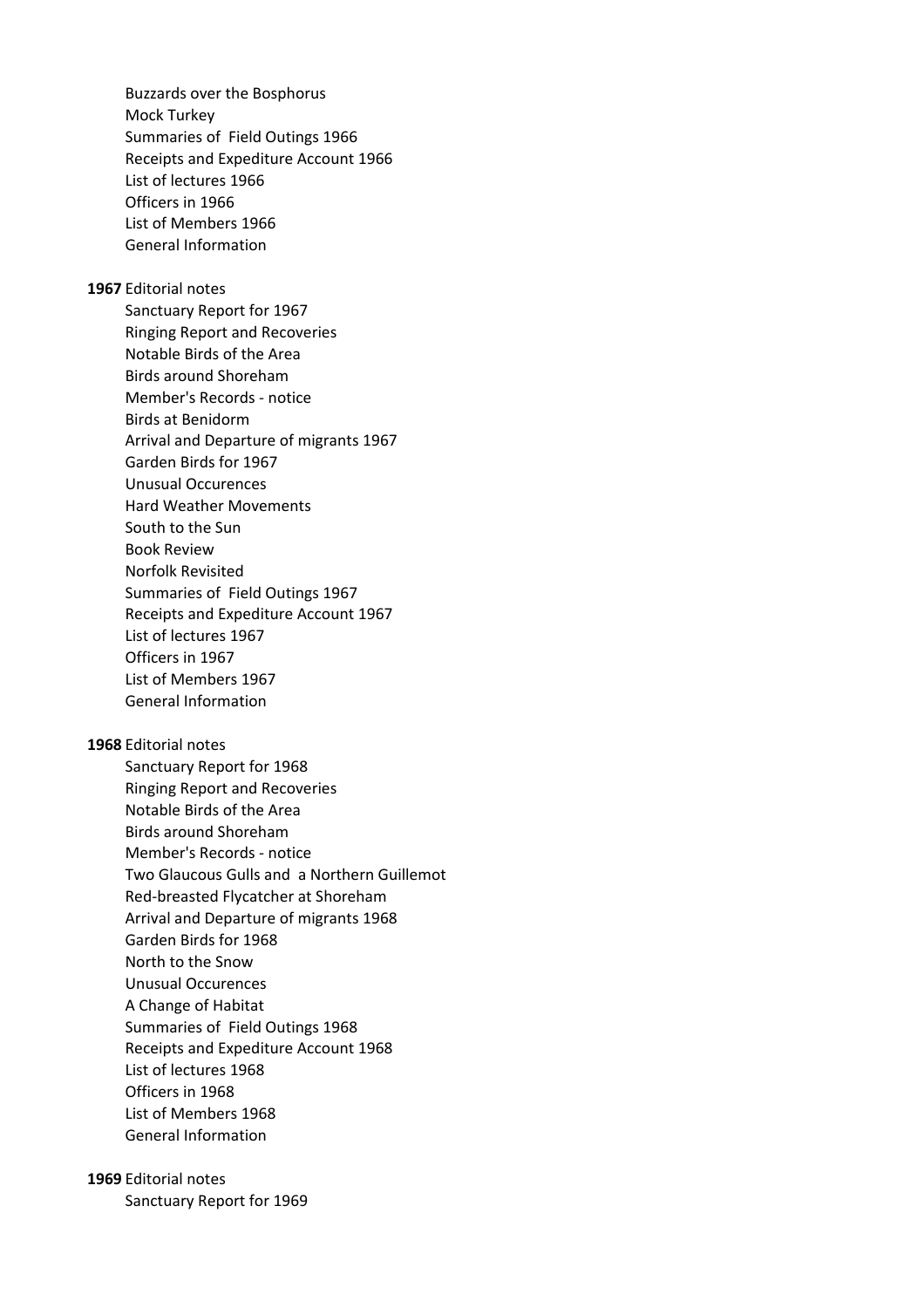Buzzards over the Bosphorus
Mock Turkey
Summaries of Field Outings 1966
Receipts and Expediture Account 1966
List of lectures 1966
Officers in 1966
List of Members 1966
General Information

**1967** Editorial notes
Sanctuary Report for 1967
Ringing Report and Recoveries
Notable Birds of the Area
Birds around Shoreham
Member's Records - notice
Birds at Benidorm
Arrival and Departure of migrants 1967
Garden Birds for 1967
Unusual Occurences
Hard Weather Movements
South to the Sun
Book Review
Norfolk Revisited
Summaries of Field Outings 1967
Receipts and Expediture Account 1967
List of lectures 1967
Officers in 1967
List of Members 1967
General Information

**1968** Editorial notes
Sanctuary Report for 1968
Ringing Report and Recoveries
Notable Birds of the Area
Birds around Shoreham
Member's Records - notice
Two Glaucous Gulls and a Northern Guillemot
Red-breasted Flycatcher at Shoreham
Arrival and Departure of migrants 1968
Garden Birds for 1968
North to the Snow
Unusual Occurences
A Change of Habitat
Summaries of Field Outings 1968
Receipts and Expediture Account 1968
List of lectures 1968
Officers in 1968
List of Members 1968
General Information

**1969** Editorial notes
Sanctuary Report for 1969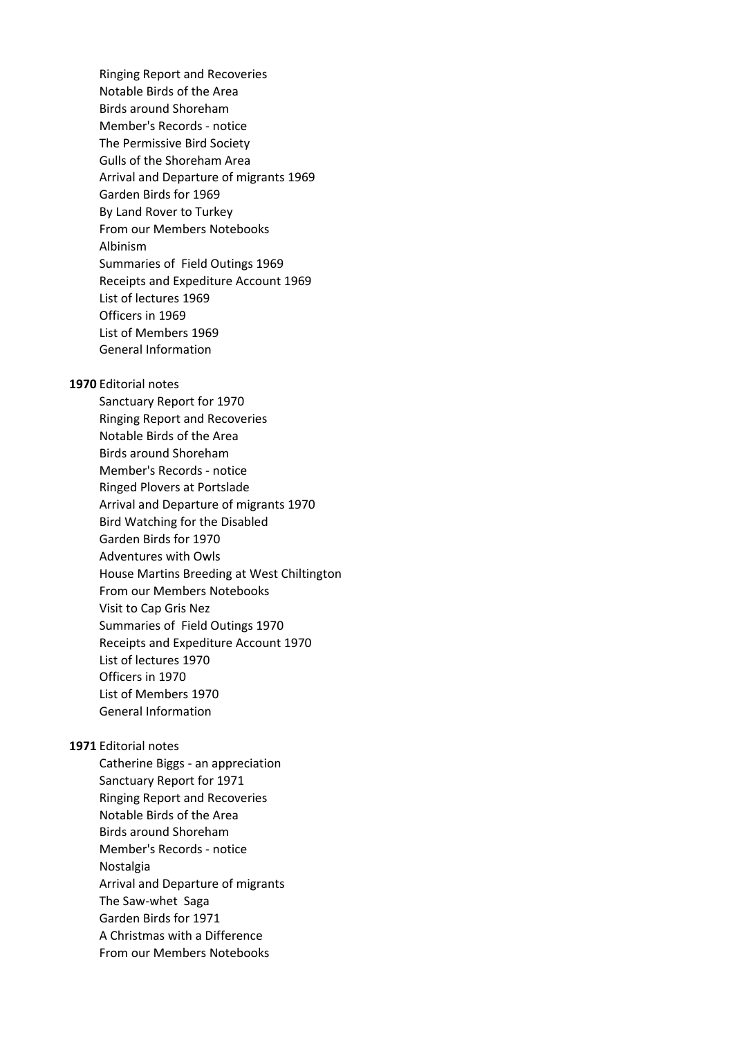Ringing Report and Recoveries
Notable Birds of the Area
Birds around Shoreham
Member's Records - notice
The Permissive Bird Society
Gulls of the Shoreham Area
Arrival and Departure of migrants 1969
Garden Birds for 1969
By Land Rover to Turkey
From our Members Notebooks
Albinism
Summaries of Field Outings 1969
Receipts and Expediture Account 1969
List of lectures 1969
Officers in 1969
List of Members 1969
General Information

**1970** Editorial notes
Sanctuary Report for 1970
Ringing Report and Recoveries
Notable Birds of the Area
Birds around Shoreham
Member's Records - notice
Ringed Plovers at Portslade
Arrival and Departure of migrants 1970
Bird Watching for the Disabled
Garden Birds for 1970
Adventures with Owls
House Martins Breeding at West Chiltington
From our Members Notebooks
Visit to Cap Gris Nez
Summaries of Field Outings 1970
Receipts and Expediture Account 1970
List of lectures 1970
Officers in 1970
List of Members 1970
General Information

**1971** Editorial notes
Catherine Biggs - an appreciation
Sanctuary Report for 1971
Ringing Report and Recoveries
Notable Birds of the Area
Birds around Shoreham
Member's Records - notice
Nostalgia
Arrival and Departure of migrants
The Saw-whet Saga
Garden Birds for 1971
A Christmas with a Difference
From our Members Notebooks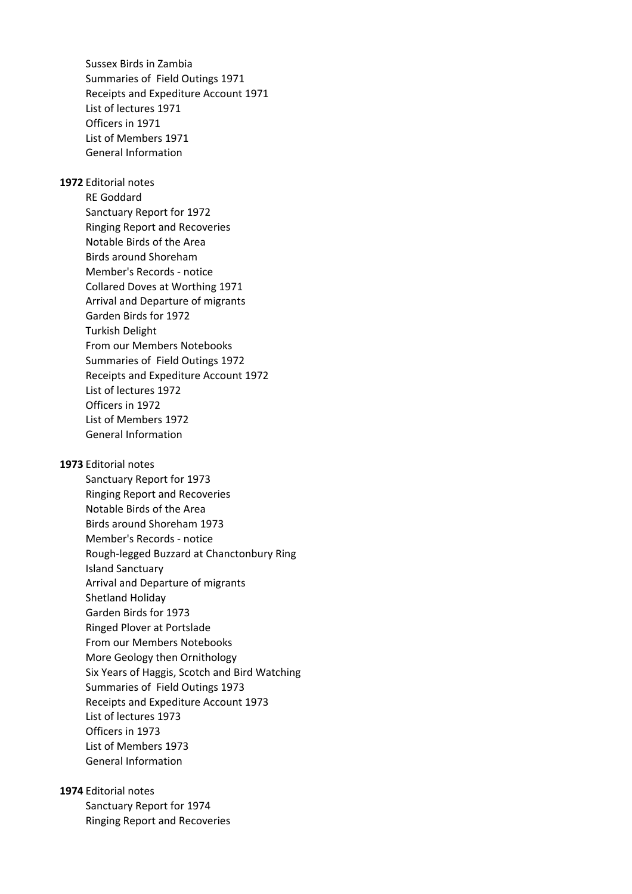Sussex Birds in Zambia
Summaries of Field Outings 1971
Receipts and Expediture Account 1971
List of lectures 1971
Officers in 1971
List of Members 1971
General Information

**1972** Editorial notes
RE Goddard
Sanctuary Report for 1972
Ringing Report and Recoveries
Notable Birds of the Area
Birds around Shoreham
Member's Records - notice
Collared Doves at Worthing 1971
Arrival and Departure of migrants
Garden Birds for 1972
Turkish Delight
From our Members Notebooks
Summaries of Field Outings 1972
Receipts and Expediture Account 1972
List of lectures 1972
Officers in 1972
List of Members 1972
General Information

**1973** Editorial notes
Sanctuary Report for 1973
Ringing Report and Recoveries
Notable Birds of the Area
Birds around Shoreham 1973
Member's Records - notice
Rough-legged Buzzard at Chanctonbury Ring
Island Sanctuary
Arrival and Departure of migrants
Shetland Holiday
Garden Birds for 1973
Ringed Plover at Portslade
From our Members Notebooks
More Geology then Ornithology
Six Years of Haggis, Scotch and Bird Watching
Summaries of Field Outings 1973
Receipts and Expediture Account 1973
List of lectures 1973
Officers in 1973
List of Members 1973
General Information

**1974** Editorial notes
Sanctuary Report for 1974
Ringing Report and Recoveries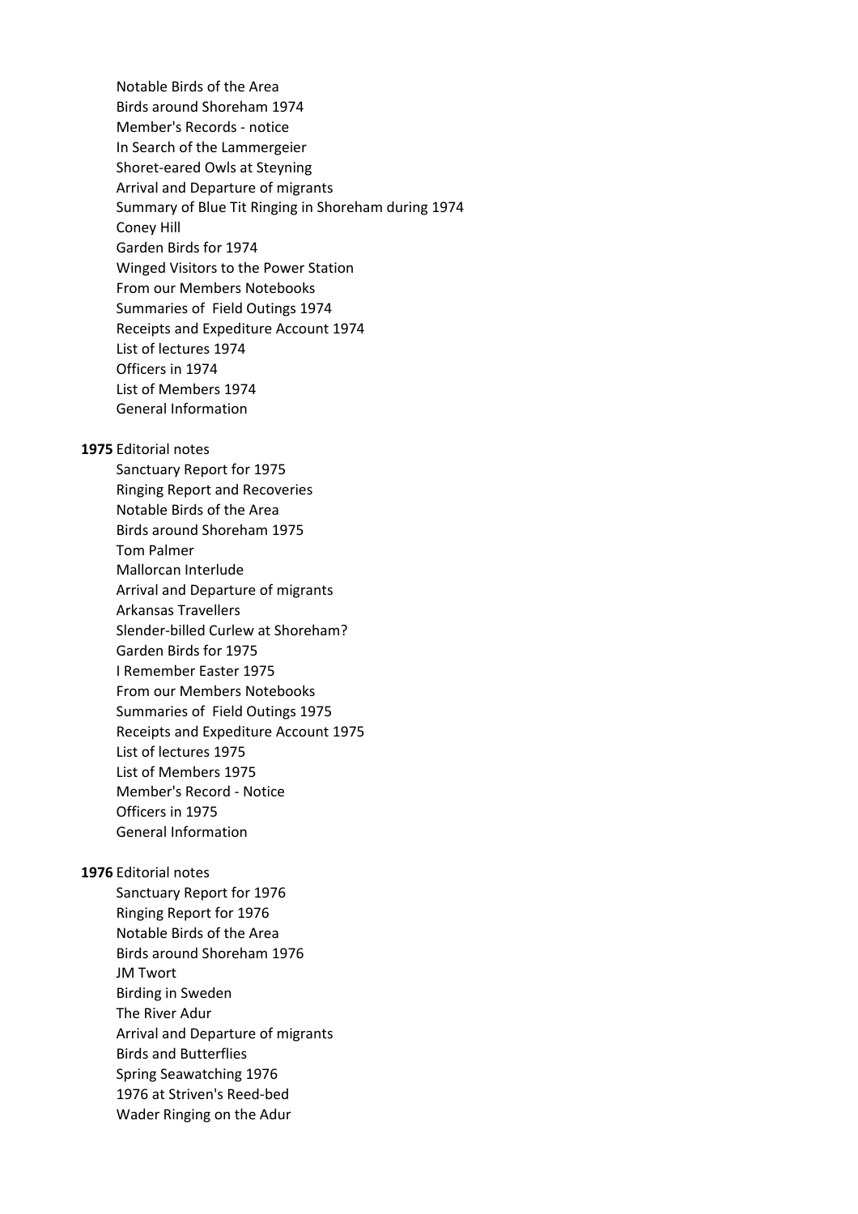Notable Birds of the Area
Birds around Shoreham 1974
Member's Records - notice
In Search of the Lammergeier
Shoret-eared Owls at Steyning
Arrival and Departure of migrants
Summary of Blue Tit Ringing in Shoreham during 1974
Coney Hill
Garden Birds for 1974
Winged Visitors to the Power Station
From our Members Notebooks
Summaries of Field Outings 1974
Receipts and Expediture Account 1974
List of lectures 1974
Officers in 1974
List of Members 1974
General Information

**1975** Editorial notes
Sanctuary Report for 1975
Ringing Report and Recoveries
Notable Birds of the Area
Birds around Shoreham 1975
Tom Palmer
Mallorcan Interlude
Arrival and Departure of migrants
Arkansas Travellers
Slender-billed Curlew at Shoreham?
Garden Birds for 1975
I Remember Easter 1975
From our Members Notebooks
Summaries of Field Outings 1975
Receipts and Expediture Account 1975
List of lectures 1975
List of Members 1975
Member's Record - Notice
Officers in 1975
General Information

**1976** Editorial notes
Sanctuary Report for 1976
Ringing Report for 1976
Notable Birds of the Area
Birds around Shoreham 1976
JM Twort
Birding in Sweden
The River Adur
Arrival and Departure of migrants
Birds and Butterflies
Spring Seawatching 1976
1976 at Striven's Reed-bed
Wader Ringing on the Adur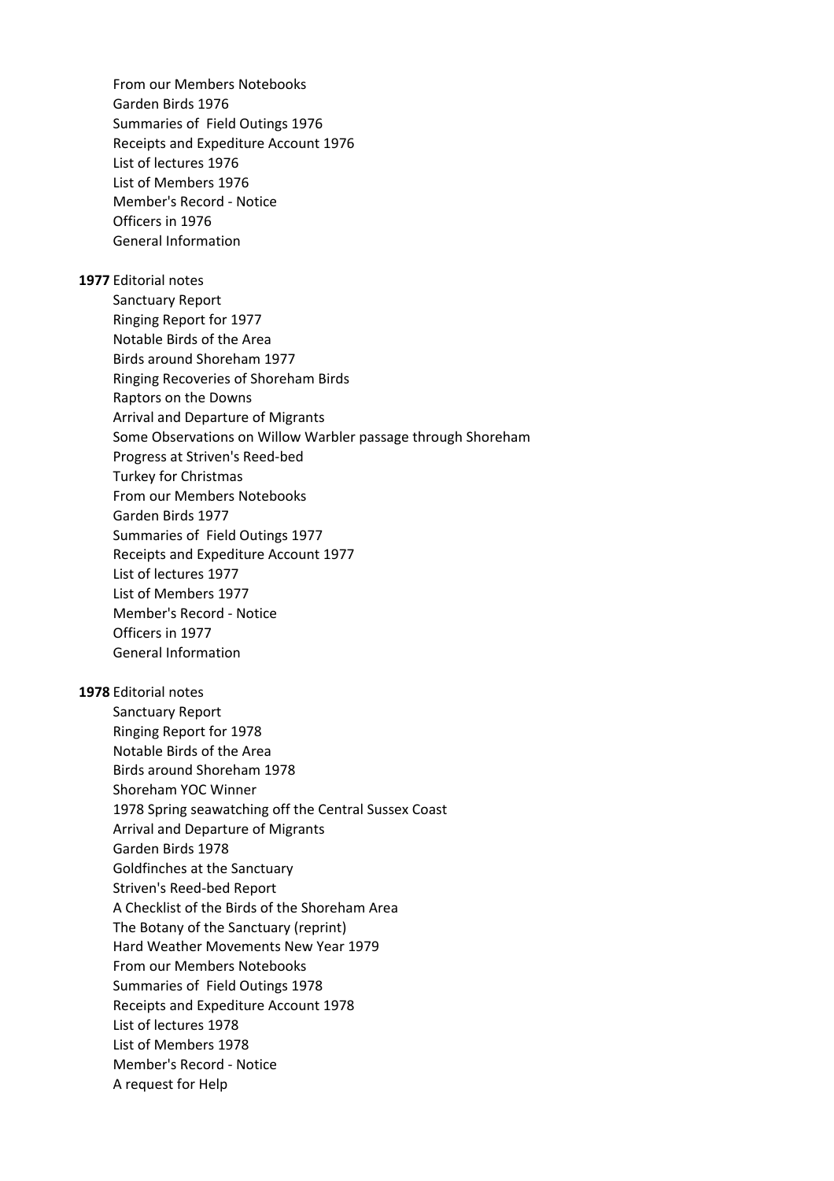From our Members Notebooks
Garden Birds 1976
Summaries of Field Outings 1976
Receipts and Expediture Account 1976
List of lectures 1976
List of Members 1976
Member's Record - Notice
Officers in 1976
General Information

**1977** Editorial notes
Sanctuary Report
Ringing Report for 1977
Notable Birds of the Area
Birds around Shoreham 1977
Ringing Recoveries of Shoreham Birds
Raptors on the Downs
Arrival and Departure of Migrants
Some Observations on Willow Warbler passage through Shoreham
Progress at Striven's Reed-bed
Turkey for Christmas
From our Members Notebooks
Garden Birds 1977
Summaries of Field Outings 1977
Receipts and Expediture Account 1977
List of lectures 1977
List of Members 1977
Member's Record - Notice
Officers in 1977
General Information

**1978** Editorial notes
Sanctuary Report
Ringing Report for 1978
Notable Birds of the Area
Birds around Shoreham 1978
Shoreham YOC Winner
1978 Spring seawatching off the Central Sussex Coast
Arrival and Departure of Migrants
Garden Birds 1978
Goldfinches at the Sanctuary
Striven's Reed-bed Report
A Checklist of the Birds of the Shoreham Area
The Botany of the Sanctuary (reprint)
Hard Weather Movements New Year 1979
From our Members Notebooks
Summaries of Field Outings 1978
Receipts and Expediture Account 1978
List of lectures 1978
List of Members 1978
Member's Record - Notice
A request for Help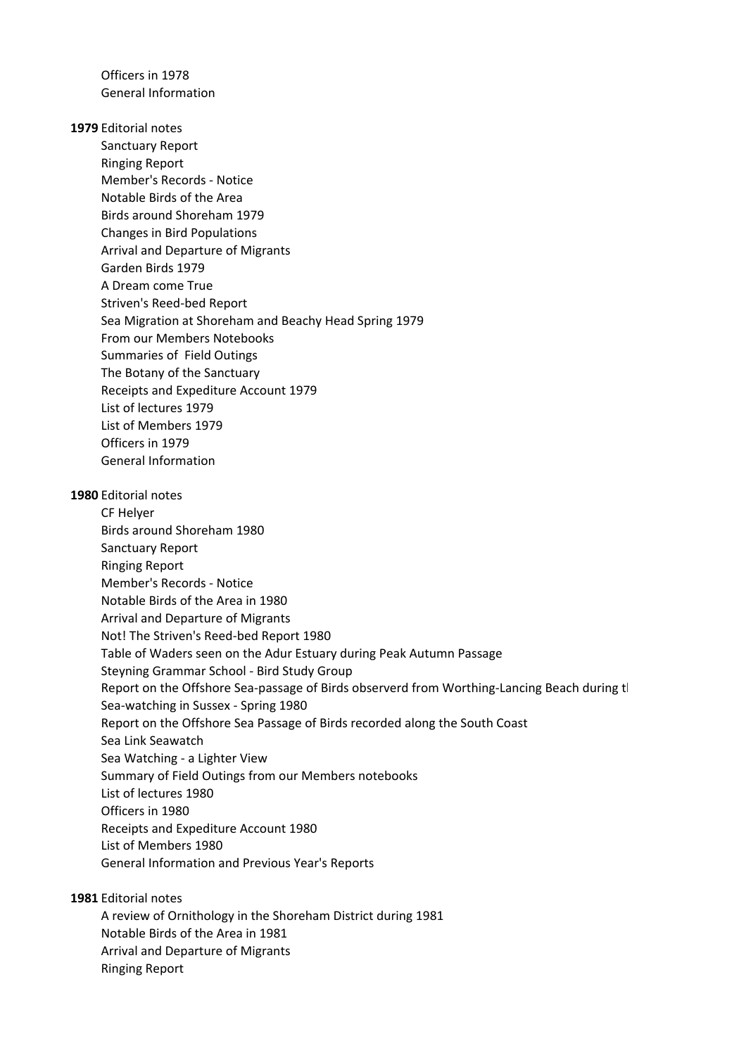Officers in 1978
General Information

**1979** Editorial notes
Sanctuary Report
Ringing Report
Member's Records - Notice
Notable Birds of the Area
Birds around Shoreham 1979
Changes in Bird Populations
Arrival and Departure of Migrants
Garden Birds 1979
A Dream come True
Striven's Reed-bed Report
Sea Migration at Shoreham and Beachy Head Spring 1979
From our Members Notebooks
Summaries of Field Outings
The Botany of the Sanctuary
Receipts and Expediture Account 1979
List of lectures 1979
List of Members 1979
Officers in 1979
General Information

**1980** Editorial notes
CF Helyer
Birds around Shoreham 1980
Sanctuary Report
Ringing Report
Member's Records - Notice
Notable Birds of the Area in 1980
Arrival and Departure of Migrants
Not! The Striven's Reed-bed Report 1980
Table of Waders seen on the Adur Estuary during Peak Autumn Passage
Steyning Grammar School - Bird Study Group
Report on the Offshore Sea-passage of Birds observerd from Worthing-Lancing Beach during tl
Sea-watching in Sussex - Spring 1980
Report on the Offshore Sea Passage of Birds recorded along the South Coast
Sea Link Seawatch
Sea Watching - a Lighter View
Summary of Field Outings from our Members notebooks
List of lectures 1980
Officers in 1980
Receipts and Expediture Account 1980
List of Members 1980
General Information and Previous Year's Reports

**1981** Editorial notes
A review of Ornithology in the Shoreham District during 1981
Notable Birds of the Area in 1981
Arrival and Departure of Migrants
Ringing Report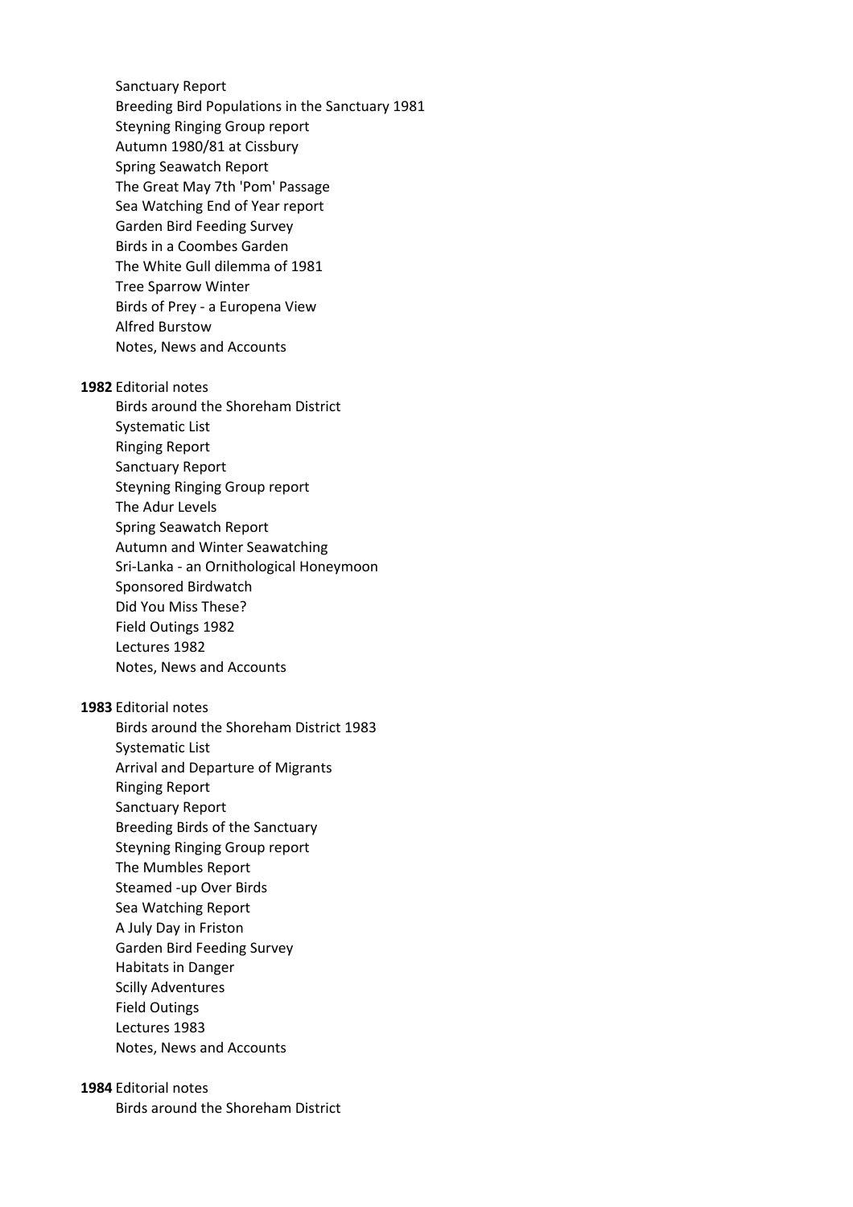Sanctuary Report
Breeding Bird Populations in the Sanctuary 1981
Steyning Ringing Group report
Autumn 1980/81 at Cissbury
Spring Seawatch Report
The Great May 7th 'Pom' Passage
Sea Watching End of Year report
Garden Bird Feeding Survey
Birds in a Coombes Garden
The White Gull dilemma of 1981
Tree Sparrow Winter
Birds of Prey - a Europena View
Alfred Burstow
Notes, News and Accounts

**1982** Editorial notes
Birds around the Shoreham District
Systematic List
Ringing Report
Sanctuary Report
Steyning Ringing Group report
The Adur Levels
Spring Seawatch Report
Autumn and Winter Seawatching
Sri-Lanka - an Ornithological Honeymoon
Sponsored Birdwatch
Did You Miss These?
Field Outings 1982
Lectures 1982
Notes, News and Accounts

**1983** Editorial notes
Birds around the Shoreham District 1983
Systematic List
Arrival and Departure of Migrants
Ringing Report
Sanctuary Report
Breeding Birds of the Sanctuary
Steyning Ringing Group report
The Mumbles Report
Steamed -up Over Birds
Sea Watching Report
A July Day in Friston
Garden Bird Feeding Survey
Habitats in Danger
Scilly Adventures
Field Outings
Lectures 1983
Notes, News and Accounts

**1984** Editorial notes
Birds around the Shoreham District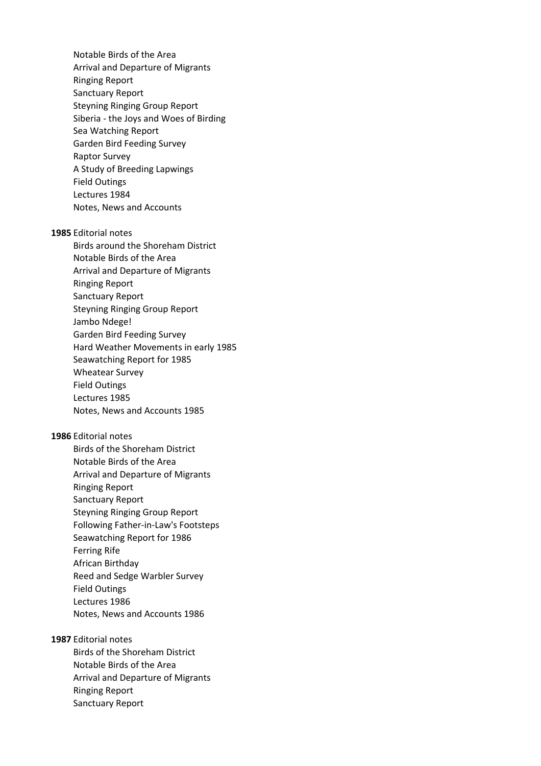Notable Birds of the Area
Arrival and Departure of Migrants
Ringing Report
Sanctuary Report
Steyning Ringing Group Report
Siberia - the Joys and Woes of Birding
Sea Watching Report
Garden Bird Feeding Survey
Raptor Survey
A Study of Breeding Lapwings
Field Outings
Lectures 1984
Notes, News and Accounts

**1985** Editorial notes
Birds around the Shoreham District
Notable Birds of the Area
Arrival and Departure of Migrants
Ringing Report
Sanctuary Report
Steyning Ringing Group Report
Jambo Ndege!
Garden Bird Feeding Survey
Hard Weather Movements in early 1985
Seawatching Report for 1985
Wheatear Survey
Field Outings
Lectures 1985
Notes, News and Accounts 1985

**1986** Editorial notes
Birds of the Shoreham District
Notable Birds of the Area
Arrival and Departure of Migrants
Ringing Report
Sanctuary Report
Steyning Ringing Group Report
Following Father-in-Law's Footsteps
Seawatching Report for 1986
Ferring Rife
African Birthday
Reed and Sedge Warbler Survey
Field Outings
Lectures 1986
Notes, News and Accounts 1986

**1987** Editorial notes
Birds of the Shoreham District
Notable Birds of the Area
Arrival and Departure of Migrants
Ringing Report
Sanctuary Report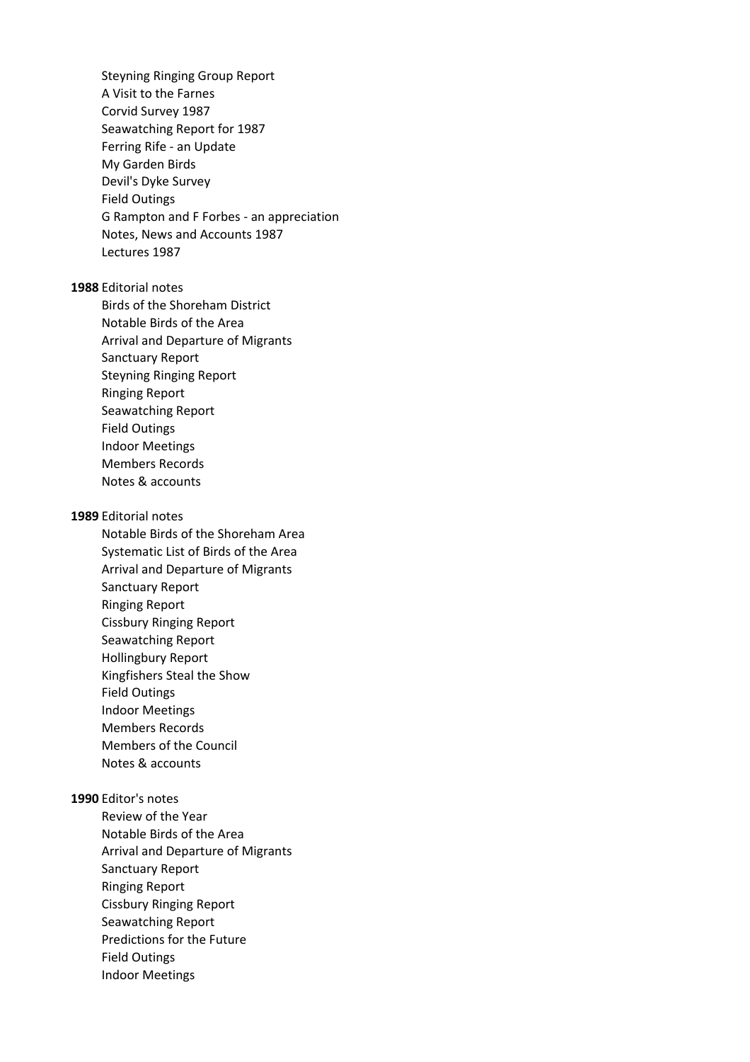Steyning Ringing Group Report
A Visit to the Farnes
Corvid Survey 1987
Seawatching Report for 1987
Ferring Rife - an Update
My Garden Birds
Devil's Dyke Survey
Field Outings
G Rampton and F Forbes - an appreciation
Notes, News and Accounts 1987
Lectures 1987

**1988** Editorial notes
Birds of the Shoreham District
Notable Birds of the Area
Arrival and Departure of Migrants
Sanctuary Report
Steyning Ringing Report
Ringing Report
Seawatching Report
Field Outings
Indoor Meetings
Members Records
Notes & accounts

**1989** Editorial notes
Notable Birds of the Shoreham Area
Systematic List of Birds of the Area
Arrival and Departure of Migrants
Sanctuary Report
Ringing Report
Cissbury Ringing Report
Seawatching Report
Hollingbury Report
Kingfishers Steal the Show
Field Outings
Indoor Meetings
Members Records
Members of the Council
Notes & accounts

**1990** Editor's notes
Review of the Year
Notable Birds of the Area
Arrival and Departure of Migrants
Sanctuary Report
Ringing Report
Cissbury Ringing Report
Seawatching Report
Predictions for the Future
Field Outings
Indoor Meetings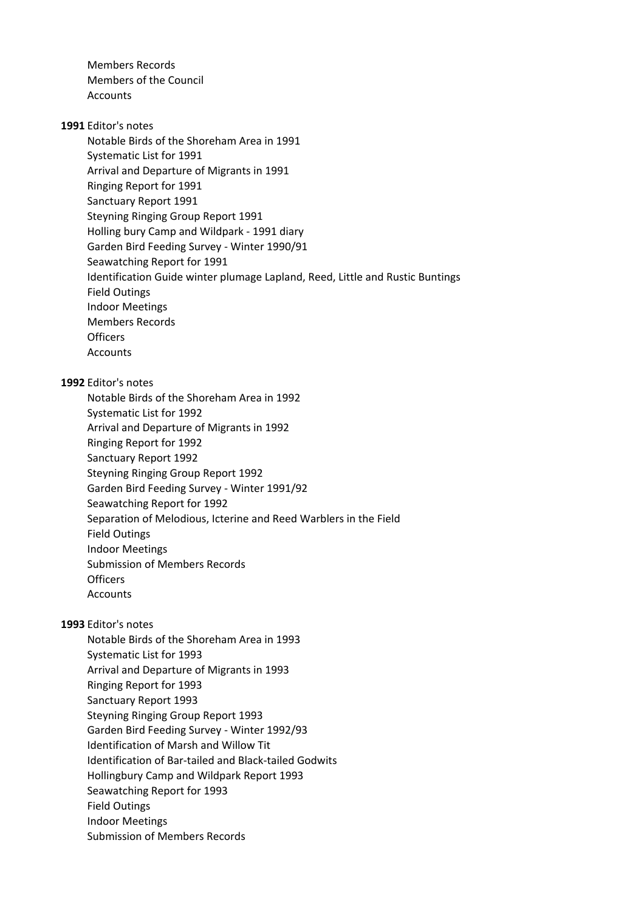Members Records
Members of the Council
Accounts

**1991** Editor's notes
Notable Birds of the Shoreham Area in 1991
Systematic List for 1991
Arrival and Departure of Migrants in 1991
Ringing Report for 1991
Sanctuary Report 1991
Steyning Ringing Group Report 1991
Holling bury Camp and Wildpark - 1991 diary
Garden Bird Feeding Survey - Winter 1990/91
Seawatching Report for 1991
Identification Guide winter plumage Lapland, Reed, Little and Rustic Buntings
Field Outings
Indoor Meetings
Members Records
Officers
Accounts

**1992** Editor's notes
Notable Birds of the Shoreham Area in 1992
Systematic List for 1992
Arrival and Departure of Migrants in 1992
Ringing Report for 1992
Sanctuary Report 1992
Steyning Ringing Group Report 1992
Garden Bird Feeding Survey - Winter 1991/92
Seawatching Report for 1992
Separation of Melodious, Icterine and Reed Warblers in the Field
Field Outings
Indoor Meetings
Submission of Members Records
Officers
Accounts

**1993** Editor's notes
Notable Birds of the Shoreham Area in 1993
Systematic List for 1993
Arrival and Departure of Migrants in 1993
Ringing Report for 1993
Sanctuary Report 1993
Steyning Ringing Group Report 1993
Garden Bird Feeding Survey - Winter 1992/93
Identification of Marsh and Willow Tit
Identification of Bar-tailed and Black-tailed Godwits
Hollingbury Camp and Wildpark Report 1993
Seawatching Report for 1993
Field Outings
Indoor Meetings
Submission of Members Records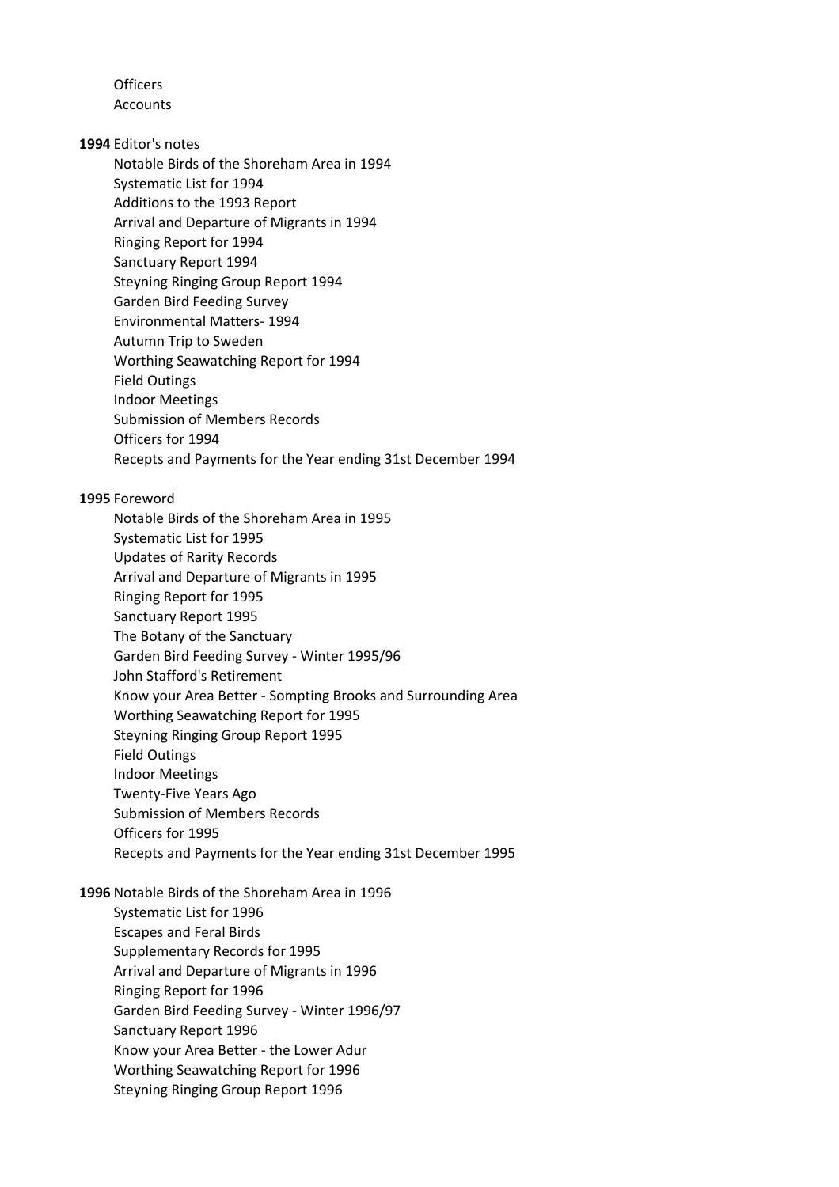Officers
Accounts

**1994** Editor's notes
Notable Birds of the Shoreham Area in 1994
Systematic List for 1994
Additions to the 1993 Report
Arrival and Departure of Migrants in 1994
Ringing Report for 1994
Sanctuary Report 1994
Steyning Ringing Group Report 1994
Garden Bird Feeding Survey
Environmental Matters- 1994
Autumn Trip to Sweden
Worthing Seawatching Report for 1994
Field Outings
Indoor Meetings
Submission of Members Records
Officers for 1994
Recepts and Payments for the Year ending 31st December 1994

**1995** Foreword
Notable Birds of the Shoreham Area in 1995
Systematic List for 1995
Updates of Rarity Records
Arrival and Departure of Migrants in 1995
Ringing Report for 1995
Sanctuary Report 1995
The Botany of the Sanctuary
Garden Bird Feeding Survey - Winter 1995/96
John Stafford's Retirement
Know your Area Better - Sompting Brooks and Surrounding Area
Worthing Seawatching Report for 1995
Steyning Ringing Group Report 1995
Field Outings
Indoor Meetings
Twenty-Five Years Ago
Submission of Members Records
Officers for 1995
Recepts and Payments for the Year ending 31st December 1995

**1996** Notable Birds of the Shoreham Area in 1996
Systematic List for 1996
Escapes and Feral Birds
Supplementary Records for 1995
Arrival and Departure of Migrants in 1996
Ringing Report for 1996
Garden Bird Feeding Survey - Winter 1996/97
Sanctuary Report 1996
Know your Area Better - the Lower Adur
Worthing Seawatching Report for 1996
Steyning Ringing Group Report 1996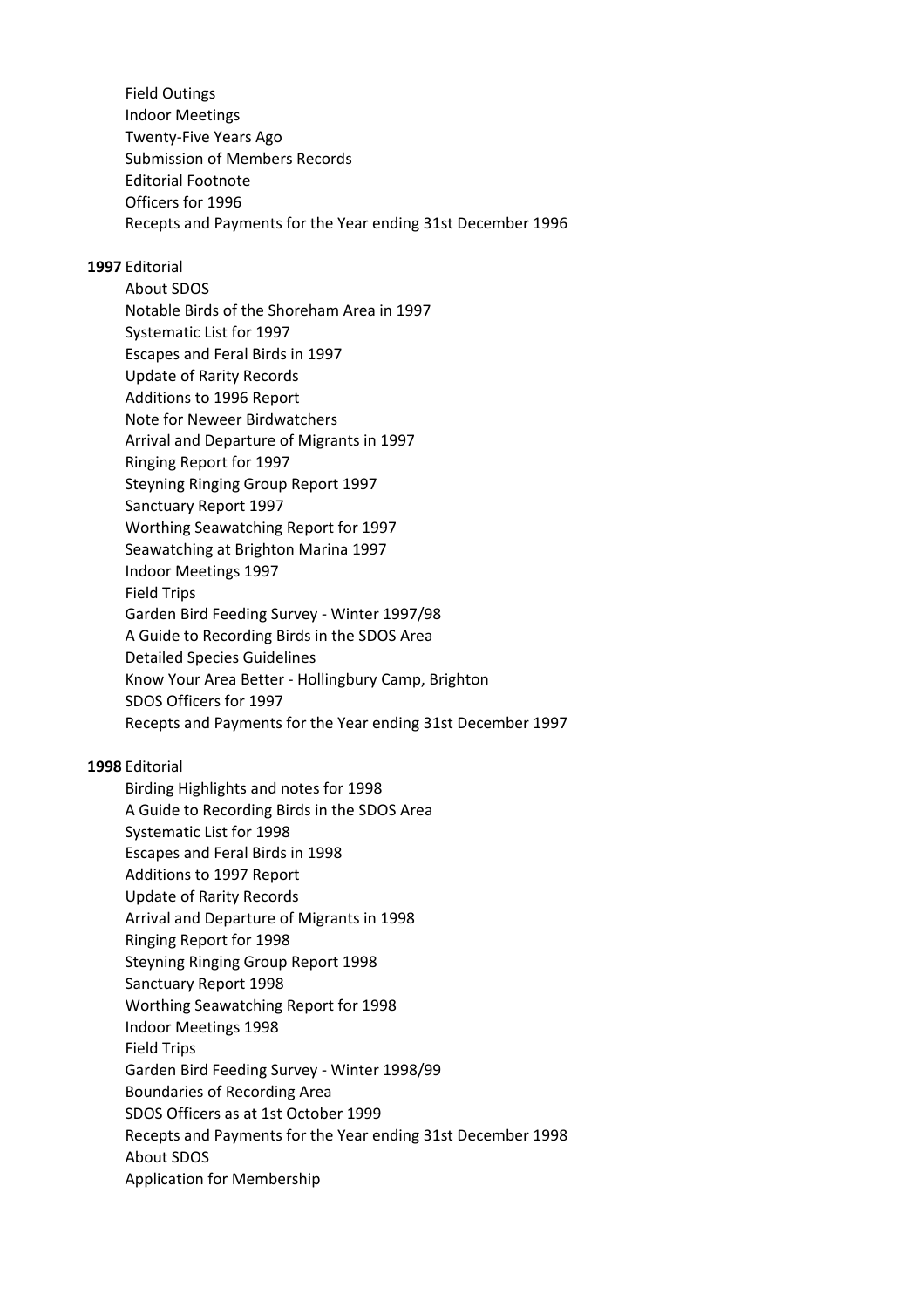Field Outings
Indoor Meetings
Twenty-Five Years Ago
Submission of Members Records
Editorial Footnote
Officers for 1996
Recepts and Payments for the Year ending 31st December 1996

**1997** Editorial
About SDOS
Notable Birds of the Shoreham Area in 1997
Systematic List for 1997
Escapes and Feral Birds in 1997
Update of Rarity Records
Additions to 1996 Report
Note for Neweer Birdwatchers
Arrival and Departure of Migrants in 1997
Ringing Report for 1997
Steyning Ringing Group Report 1997
Sanctuary Report 1997
Worthing Seawatching Report for 1997
Seawatching at Brighton Marina 1997
Indoor Meetings 1997
Field Trips
Garden Bird Feeding Survey - Winter 1997/98
A Guide to Recording Birds in the SDOS Area
Detailed Species Guidelines
Know Your Area Better - Hollingbury Camp, Brighton
SDOS Officers for 1997
Recepts and Payments for the Year ending 31st December 1997

**1998** Editorial
Birding Highlights and notes for 1998
A Guide to Recording Birds in the SDOS Area
Systematic List for 1998
Escapes and Feral Birds in 1998
Additions to 1997 Report
Update of Rarity Records
Arrival and Departure of Migrants in 1998
Ringing Report for 1998
Steyning Ringing Group Report 1998
Sanctuary Report 1998
Worthing Seawatching Report for 1998
Indoor Meetings 1998
Field Trips
Garden Bird Feeding Survey - Winter 1998/99
Boundaries of Recording Area
SDOS Officers as at 1st October 1999
Recepts and Payments for the Year ending 31st December 1998
About SDOS
Application for Membership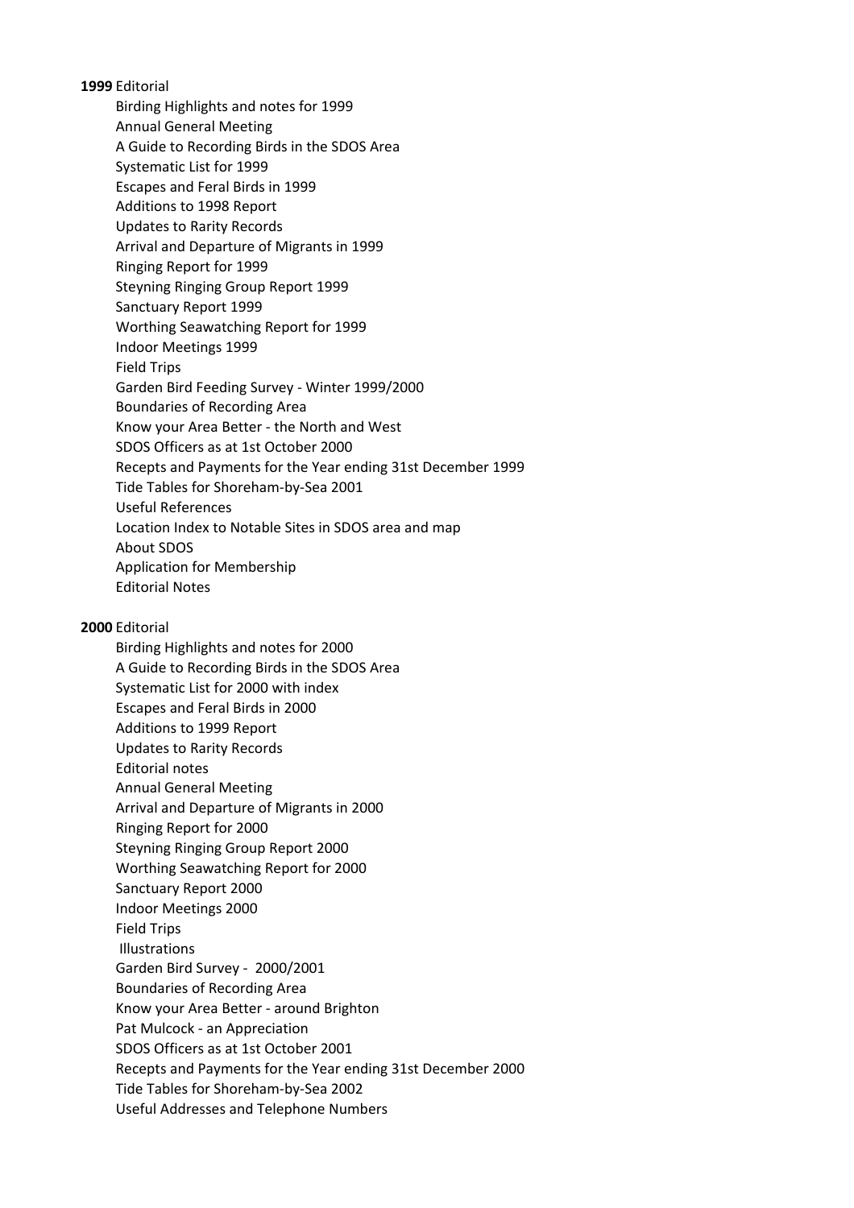**1999** Editorial

- Birding Highlights and notes for 1999
- Annual General Meeting
- A Guide to Recording Birds in the SDOS Area
- Systematic List for 1999
- Escapes and Feral Birds in 1999
- Additions to 1998 Report
- Updates to Rarity Records
- Arrival and Departure of Migrants in 1999
- Ringing Report for 1999
- Steyning Ringing Group Report 1999
- Sanctuary Report 1999
- Worthing Seawatching Report for 1999
- Indoor Meetings 1999
- Field Trips
- Garden Bird Feeding Survey - Winter 1999/2000
- Boundaries of Recording Area
- Know your Area Better - the North and West
- SDOS Officers as at 1st October 2000
- Recepts and Payments for the Year ending 31st December 1999
- Tide Tables for Shoreham-by-Sea 2001
- Useful References
- Location Index to Notable Sites in SDOS area and map
- About SDOS
- Application for Membership
- Editorial Notes

**2000** Editorial

- Birding Highlights and notes for 2000
- A Guide to Recording Birds in the SDOS Area
- Systematic List for 2000 with index
- Escapes and Feral Birds in 2000
- Additions to 1999 Report
- Updates to Rarity Records
- Editorial notes
- Annual General Meeting
- Arrival and Departure of Migrants in 2000
- Ringing Report for 2000
- Steyning Ringing Group Report 2000
- Worthing Seawatching Report for 2000
- Sanctuary Report 2000
- Indoor Meetings 2000
- Field Trips
- Illustrations
- Garden Bird Survey - 2000/2001
- Boundaries of Recording Area
- Know your Area Better - around Brighton
- Pat Mulcock - an Appreciation
- SDOS Officers as at 1st October 2001
- Recepts and Payments for the Year ending 31st December 2000
- Tide Tables for Shoreham-by-Sea 2002
- Useful Addresses and Telephone Numbers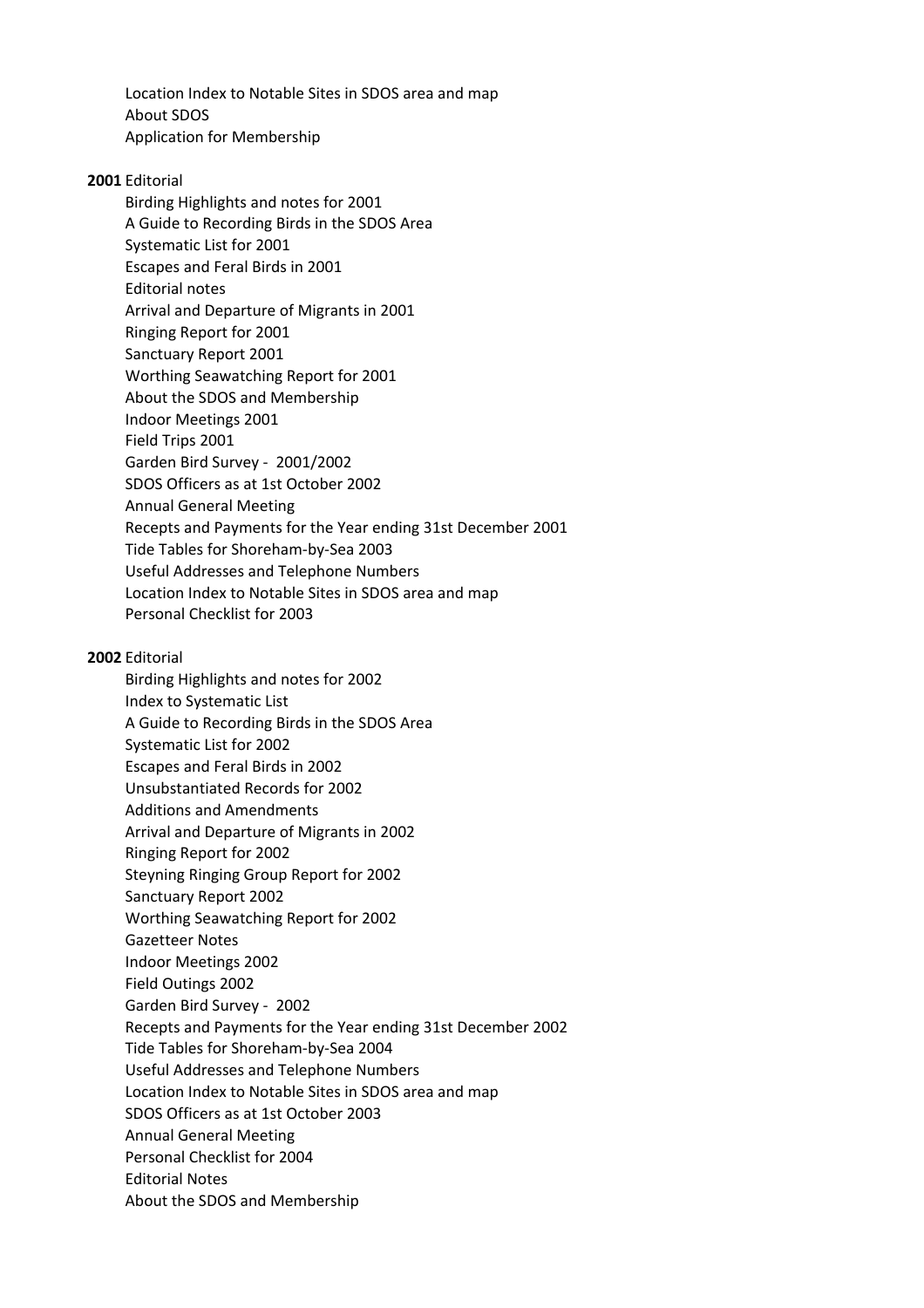Location Index to Notable Sites in SDOS area and map
About SDOS
Application for Membership

**2001** Editorial

Birding Highlights and notes for 2001
A Guide to Recording Birds in the SDOS Area
Systematic List for 2001
Escapes and Feral Birds in 2001
Editorial notes
Arrival and Departure of Migrants in 2001
Ringing Report for 2001
Sanctuary Report 2001
Worthing Seawatching Report for 2001
About the SDOS and Membership
Indoor Meetings 2001
Field Trips 2001
Garden Bird Survey - 2001/2002
SDOS Officers as at 1st October 2002
Annual General Meeting
Recepts and Payments for the Year ending 31st December 2001
Tide Tables for Shoreham-by-Sea 2003
Useful Addresses and Telephone Numbers
Location Index to Notable Sites in SDOS area and map
Personal Checklist for 2003

**2002** Editorial

Birding Highlights and notes for 2002
Index to Systematic List
A Guide to Recording Birds in the SDOS Area
Systematic List for 2002
Escapes and Feral Birds in 2002
Unsubstantiated Records for 2002
Additions and Amendments
Arrival and Departure of Migrants in 2002
Ringing Report for 2002
Steyning Ringing Group Report for 2002
Sanctuary Report 2002
Worthing Seawatching Report for 2002
Gazetteer Notes
Indoor Meetings 2002
Field Outings 2002
Garden Bird Survey - 2002
Recepts and Payments for the Year ending 31st December 2002
Tide Tables for Shoreham-by-Sea 2004
Useful Addresses and Telephone Numbers
Location Index to Notable Sites in SDOS area and map
SDOS Officers as at 1st October 2003
Annual General Meeting
Personal Checklist for 2004
Editorial Notes
About the SDOS and Membership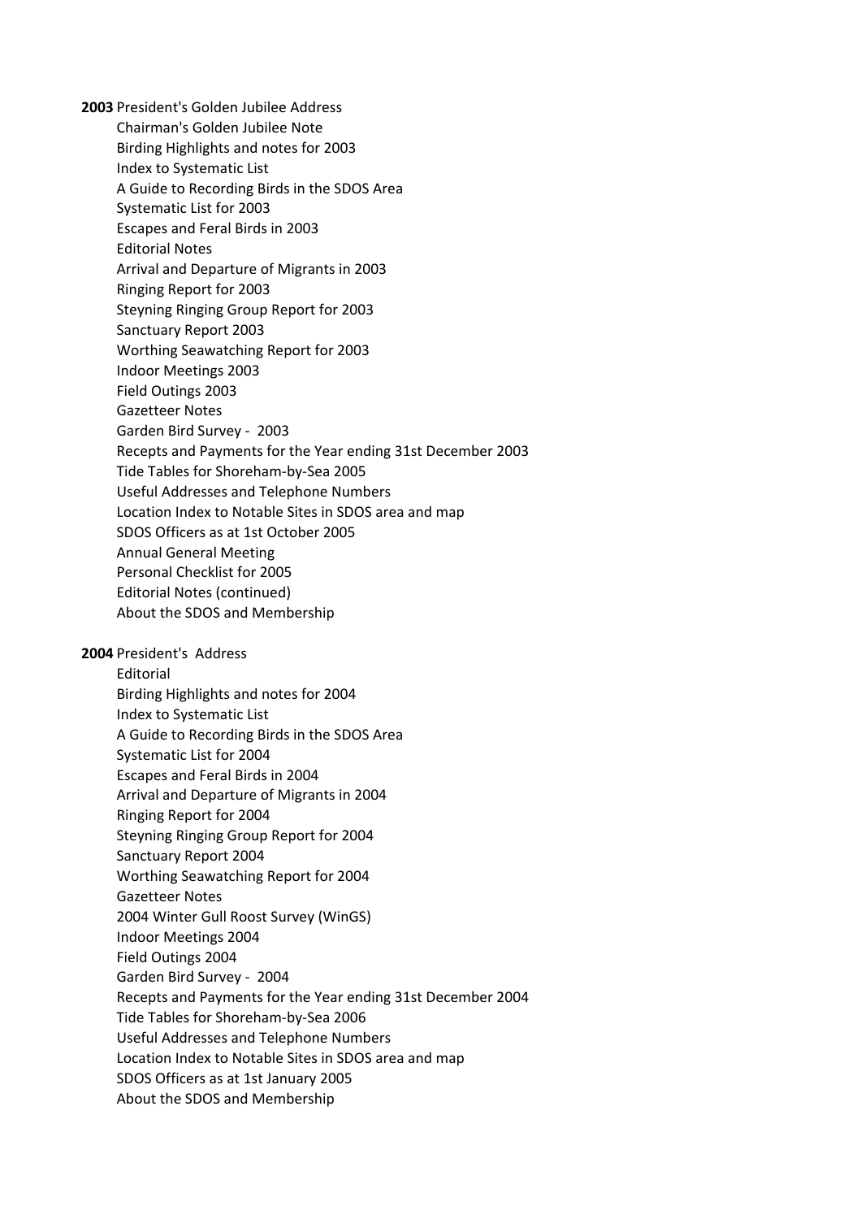**2003** President's Golden Jubilee Address
- Chairman's Golden Jubilee Note
- Birding Highlights and notes for 2003
- Index to Systematic List
- A Guide to Recording Birds in the SDOS Area
- Systematic List for 2003
- Escapes and Feral Birds in 2003
- Editorial Notes
- Arrival and Departure of Migrants in 2003
- Ringing Report for 2003
- Steyning Ringing Group Report for 2003
- Sanctuary Report 2003
- Worthing Seawatching Report for 2003
- Indoor Meetings 2003
- Field Outings 2003
- Gazetteer Notes
- Garden Bird Survey - 2003
- Recepts and Payments for the Year ending 31st December 2003
- Tide Tables for Shoreham-by-Sea 2005
- Useful Addresses and Telephone Numbers
- Location Index to Notable Sites in SDOS area and map
- SDOS Officers as at 1st October 2005
- Annual General Meeting
- Personal Checklist for 2005
- Editorial Notes (continued)
- About the SDOS and Membership

**2004** President's Address
- Editorial
- Birding Highlights and notes for 2004
- Index to Systematic List
- A Guide to Recording Birds in the SDOS Area
- Systematic List for 2004
- Escapes and Feral Birds in 2004
- Arrival and Departure of Migrants in 2004
- Ringing Report for 2004
- Steyning Ringing Group Report for 2004
- Sanctuary Report 2004
- Worthing Seawatching Report for 2004
- Gazetteer Notes
- 2004 Winter Gull Roost Survey (WinGS)
- Indoor Meetings 2004
- Field Outings 2004
- Garden Bird Survey - 2004
- Recepts and Payments for the Year ending 31st December 2004
- Tide Tables for Shoreham-by-Sea 2006
- Useful Addresses and Telephone Numbers
- Location Index to Notable Sites in SDOS area and map
- SDOS Officers as at 1st January 2005
- About the SDOS and Membership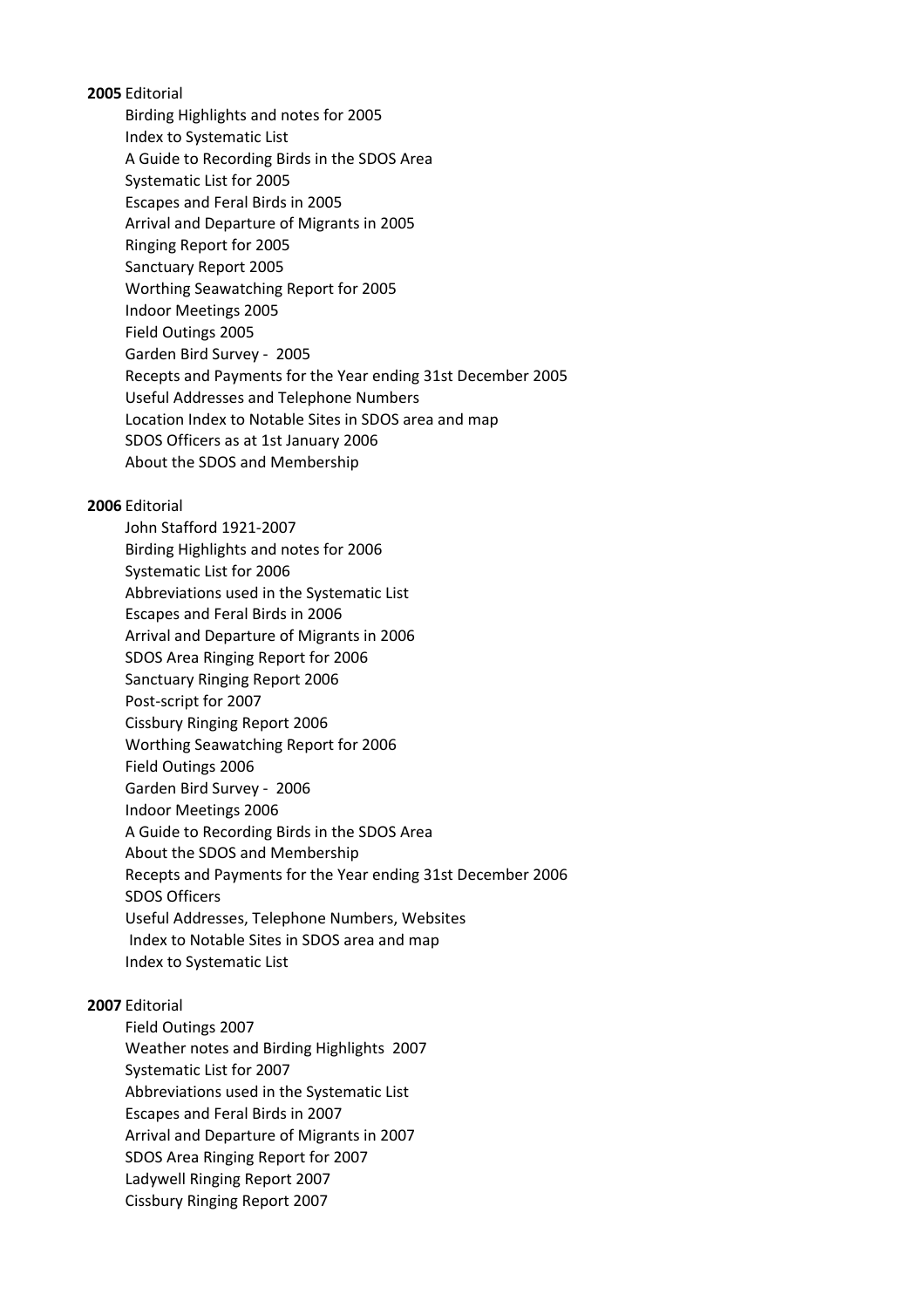**2005** Editorial

Birding Highlights and notes for 2005
Index to Systematic List
A Guide to Recording Birds in the SDOS Area
Systematic List for 2005
Escapes and Feral Birds in 2005
Arrival and Departure of Migrants in 2005
Ringing Report for 2005
Sanctuary Report 2005
Worthing Seawatching Report for 2005
Indoor Meetings 2005
Field Outings 2005
Garden Bird Survey - 2005
Recepts and Payments for the Year ending 31st December 2005
Useful Addresses and Telephone Numbers
Location Index to Notable Sites in SDOS area and map
SDOS Officers as at 1st January 2006
About the SDOS and Membership

**2006** Editorial

John Stafford 1921-2007
Birding Highlights and notes for 2006
Systematic List for 2006
Abbreviations used in the Systematic List
Escapes and Feral Birds in 2006
Arrival and Departure of Migrants in 2006
SDOS Area Ringing Report for 2006
Sanctuary Ringing Report 2006
Post-script for 2007
Cissbury Ringing Report 2006
Worthing Seawatching Report for 2006
Field Outings 2006
Garden Bird Survey - 2006
Indoor Meetings 2006
A Guide to Recording Birds in the SDOS Area
About the SDOS and Membership
Recepts and Payments for the Year ending 31st December 2006
SDOS Officers
Useful Addresses, Telephone Numbers, Websites
Index to Notable Sites in SDOS area and map
Index to Systematic List

**2007** Editorial

Field Outings 2007
Weather notes and Birding Highlights 2007
Systematic List for 2007
Abbreviations used in the Systematic List
Escapes and Feral Birds in 2007
Arrival and Departure of Migrants in 2007
SDOS Area Ringing Report for 2007
Ladywell Ringing Report 2007
Cissbury Ringing Report 2007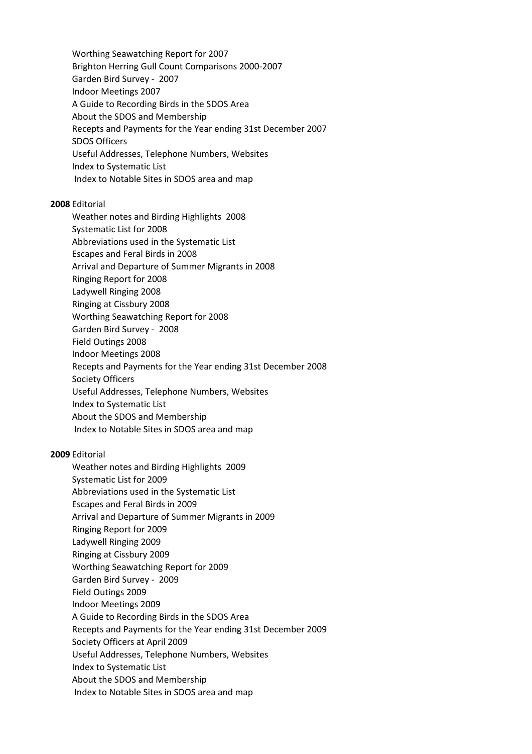Worthing Seawatching Report for 2007
Brighton Herring Gull Count Comparisons 2000-2007
Garden Bird Survey - 2007
Indoor Meetings 2007
A Guide to Recording Birds in the SDOS Area
About the SDOS and Membership
Recepts and Payments for the Year ending 31st December 2007
SDOS Officers
Useful Addresses, Telephone Numbers, Websites
Index to Systematic List
Index to Notable Sites in SDOS area and map

**2008** Editorial
Weather notes and Birding Highlights 2008
Systematic List for 2008
Abbreviations used in the Systematic List
Escapes and Feral Birds in 2008
Arrival and Departure of Summer Migrants in 2008
Ringing Report for 2008
Ladywell Ringing 2008
Ringing at Cissbury 2008
Worthing Seawatching Report for 2008
Garden Bird Survey - 2008
Field Outings 2008
Indoor Meetings 2008
Recepts and Payments for the Year ending 31st December 2008
Society Officers
Useful Addresses, Telephone Numbers, Websites
Index to Systematic List
About the SDOS and Membership
Index to Notable Sites in SDOS area and map

**2009** Editorial
Weather notes and Birding Highlights 2009
Systematic List for 2009
Abbreviations used in the Systematic List
Escapes and Feral Birds in 2009
Arrival and Departure of Summer Migrants in 2009
Ringing Report for 2009
Ladywell Ringing 2009
Ringing at Cissbury 2009
Worthing Seawatching Report for 2009
Garden Bird Survey - 2009
Field Outings 2009
Indoor Meetings 2009
A Guide to Recording Birds in the SDOS Area
Recepts and Payments for the Year ending 31st December 2009
Society Officers at April 2009
Useful Addresses, Telephone Numbers, Websites
Index to Systematic List
About the SDOS and Membership
Index to Notable Sites in SDOS area and map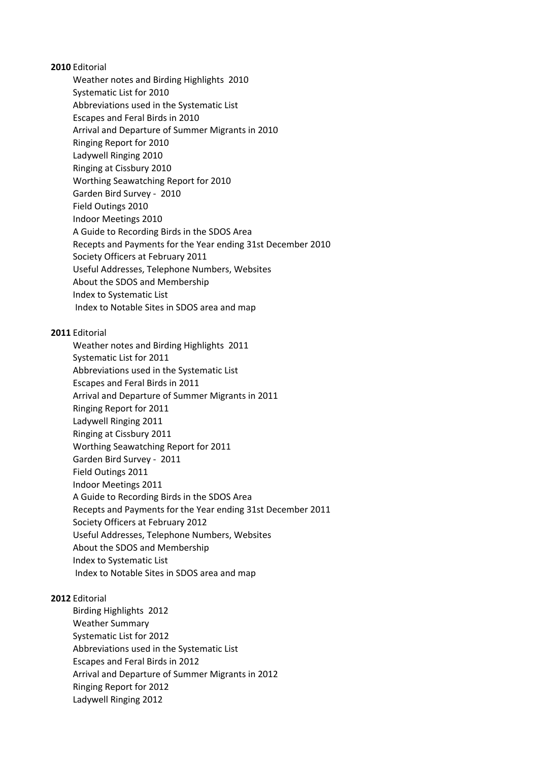**2010** Editorial

- Weather notes and Birding Highlights 2010
- Systematic List for 2010
- Abbreviations used in the Systematic List
- Escapes and Feral Birds in 2010
- Arrival and Departure of Summer Migrants in 2010
- Ringing Report for 2010
- Ladywell Ringing 2010
- Ringing at Cissbury 2010
- Worthing Seawatching Report for 2010
- Garden Bird Survey - 2010
- Field Outings 2010
- Indoor Meetings 2010
- A Guide to Recording Birds in the SDOS Area
- Recepts and Payments for the Year ending 31st December 2010
- Society Officers at February 2011
- Useful Addresses, Telephone Numbers, Websites
- About the SDOS and Membership
- Index to Systematic List
- Index to Notable Sites in SDOS area and map

**2011** Editorial

- Weather notes and Birding Highlights 2011
- Systematic List for 2011
- Abbreviations used in the Systematic List
- Escapes and Feral Birds in 2011
- Arrival and Departure of Summer Migrants in 2011
- Ringing Report for 2011
- Ladywell Ringing 2011
- Ringing at Cissbury 2011
- Worthing Seawatching Report for 2011
- Garden Bird Survey - 2011
- Field Outings 2011
- Indoor Meetings 2011
- A Guide to Recording Birds in the SDOS Area
- Recepts and Payments for the Year ending 31st December 2011
- Society Officers at February 2012
- Useful Addresses, Telephone Numbers, Websites
- About the SDOS and Membership
- Index to Systematic List
- Index to Notable Sites in SDOS area and map

**2012** Editorial

- Birding Highlights 2012
- Weather Summary
- Systematic List for 2012
- Abbreviations used in the Systematic List
- Escapes and Feral Birds in 2012
- Arrival and Departure of Summer Migrants in 2012
- Ringing Report for 2012
- Ladywell Ringing 2012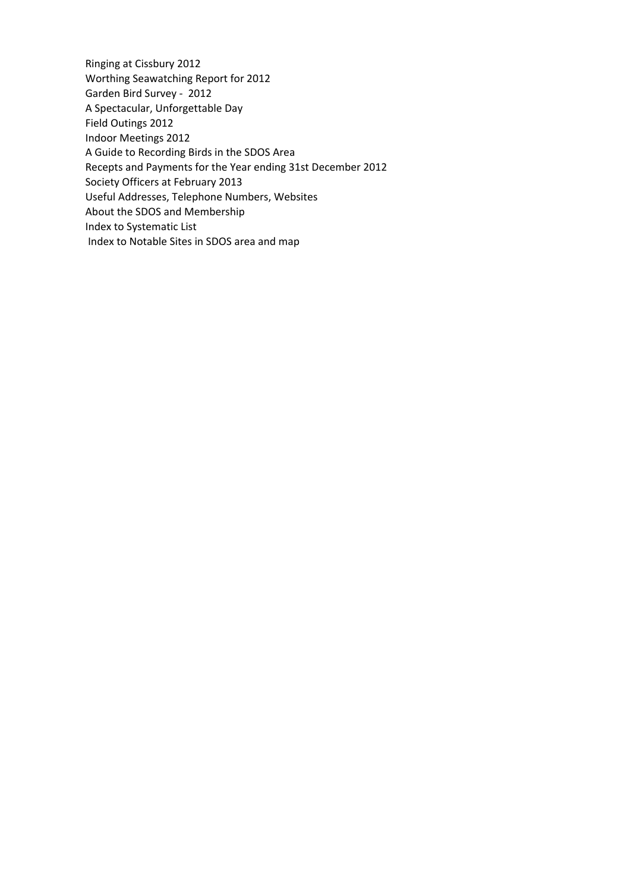Ringing at Cissbury 2012
Worthing Seawatching Report for 2012
Garden Bird Survey - 2012
A Spectacular, Unforgettable Day
Field Outings 2012
Indoor Meetings 2012
A Guide to Recording Birds in the SDOS Area
Recepts and Payments for the Year ending 31st December 2012
Society Officers at February 2013
Useful Addresses, Telephone Numbers, Websites
About the SDOS and Membership
Index to Systematic List
Index to Notable Sites in SDOS area and map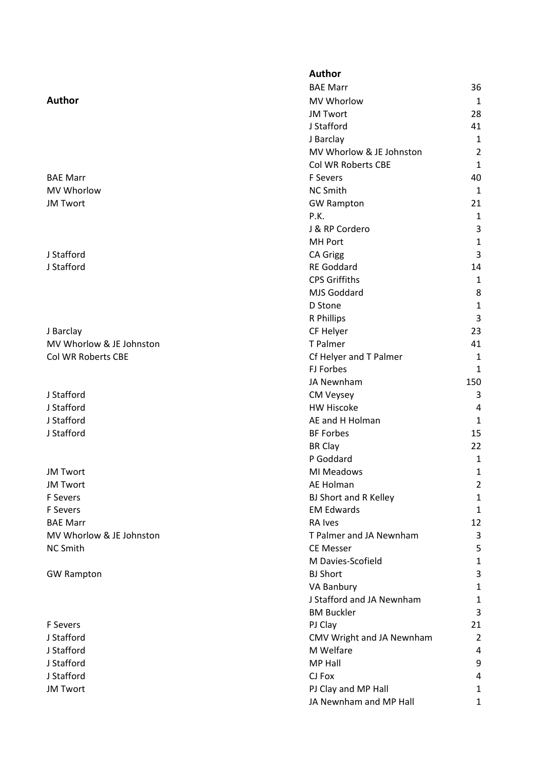| Author |
|---|
| |
| |
| |
| |
| |
| BAE Marr |
| MV Whorlow |
| JM Twort |
| |
| |
| |
| J Stafford |
| J Stafford |
| |
| |
| |
| |
| J Barclay |
| MV Whorlow & JE Johnston |
| Col WR Roberts CBE |
| |
| |
| J Stafford |
| J Stafford |
| J Stafford |
| J Stafford |
| |
| |
| JM Twort |
| JM Twort |
| F Severs |
| F Severs |
| BAE Marr |
| MV Whorlow & JE Johnston |
| NC Smith |
| |
| GW Rampton |
| |
| |
| |
| F Severs |
| J Stafford |
| J Stafford |
| J Stafford |
| J Stafford |
| JM Twort |

| Author | |
|---|---|
| BAE Marr | 36 |
| MV Whorlow | 1 |
| JM Twort | 28 |
| J Stafford | 41 |
| J Barclay | 1 |
| MV Whorlow & JE Johnston | 2 |
| Col WR Roberts CBE | 1 |
| F Severs | 40 |
| NC Smith | 1 |
| GW Rampton | 21 |
| P.K. | 1 |
| J & RP Cordero | 3 |
| MH Port | 1 |
| CA Grigg | 3 |
| RE Goddard | 14 |
| CPS Griffiths | 1 |
| MJS Goddard | 8 |
| D Stone | 1 |
| R Phillips | 3 |
| CF Helyer | 23 |
| T Palmer | 41 |
| Cf Helyer and T Palmer | 1 |
| FJ Forbes | 1 |
| JA Newnham | 150 |
| CM Veysey | 3 |
| HW Hiscoke | 4 |
| AE and H Holman | 1 |
| BF Forbes | 15 |
| BR Clay | 22 |
| P Goddard | 1 |
| MI Meadows | 1 |
| AE Holman | 2 |
| BJ Short and R Kelley | 1 |
| EM Edwards | 1 |
| RA Ives | 12 |
| T Palmer and JA Newnham | 3 |
| CE Messer | 5 |
| M Davies-Scofield | 1 |
| BJ Short | 3 |
| VA Banbury | 1 |
| J Stafford and JA Newnham | 1 |
| BM Buckler | 3 |
| PJ Clay | 21 |
| CMV Wright and JA Newnham | 2 |
| M Welfare | 4 |
| MP Hall | 9 |
| CJ Fox | 4 |
| PJ Clay and MP Hall | 1 |
| JA Newnham and MP Hall | 1 |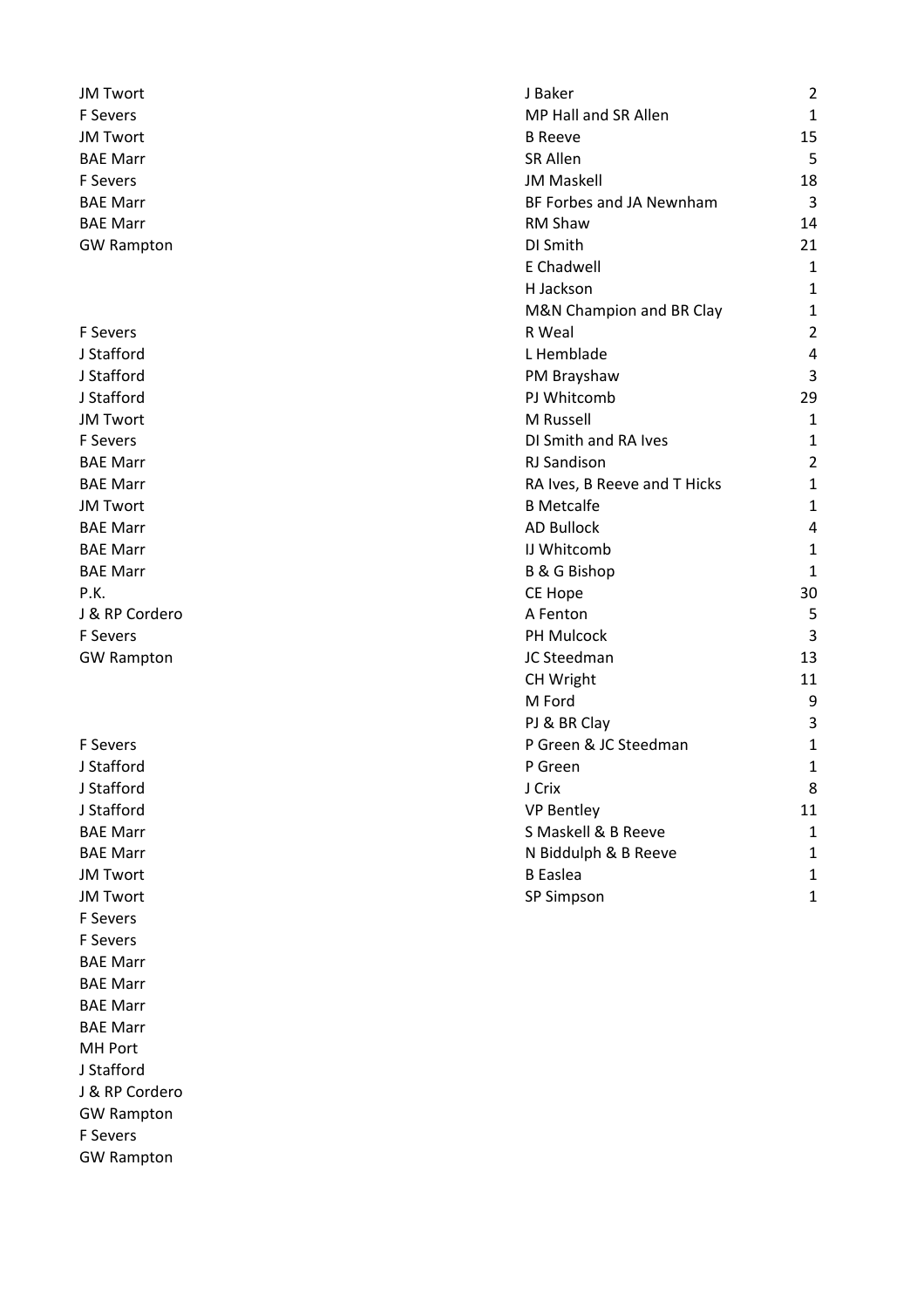| | | |
|---|---|---|
| JM Twort | J Baker | 2 |
| F Severs | MP Hall and SR Allen | 1 |
| JM Twort | B Reeve | 15 |
| BAE Marr | SR Allen | 5 |
| F Severs | JM Maskell | 18 |
| BAE Marr | BF Forbes and JA Newnham | 3 |
| BAE Marr | RM Shaw | 14 |
| GW Rampton | DI Smith | 21 |
| | E Chadwell | 1 |
| | H Jackson | 1 |
| | M&N Champion and BR Clay | 1 |
| F Severs | R Weal | 2 |
| J Stafford | L Hemblade | 4 |
| J Stafford | PM Brayshaw | 3 |
| J Stafford | PJ Whitcomb | 29 |
| JM Twort | M Russell | 1 |
| F Severs | DI Smith and RA Ives | 1 |
| BAE Marr | RJ Sandison | 2 |
| BAE Marr | RA Ives, B Reeve and T Hicks | 1 |
| JM Twort | B Metcalfe | 1 |
| BAE Marr | AD Bullock | 4 |
| BAE Marr | IJ Whitcomb | 1 |
| BAE Marr | B & G Bishop | 1 |
| P.K. | CE Hope | 30 |
| J & RP Cordero | A Fenton | 5 |
| F Severs | PH Mulcock | 3 |
| GW Rampton | JC Steedman | 13 |
| | CH Wright | 11 |
| | M Ford | 9 |
| | PJ & BR Clay | 3 |
| F Severs | P Green & JC Steedman | 1 |
| J Stafford | P Green | 1 |
| J Stafford | J Crix | 8 |
| J Stafford | VP Bentley | 11 |
| BAE Marr | S Maskell & B Reeve | 1 |
| BAE Marr | N Biddulph & B Reeve | 1 |
| JM Twort | B Easlea | 1 |
| JM Twort | SP Simpson | 1 |
| F Severs | | |
| F Severs | | |
| BAE Marr | | |
| BAE Marr | | |
| BAE Marr | | |
| BAE Marr | | |
| MH Port | | |
| J Stafford | | |
| J & RP Cordero | | |
| GW Rampton | | |
| F Severs | | |
| GW Rampton | | |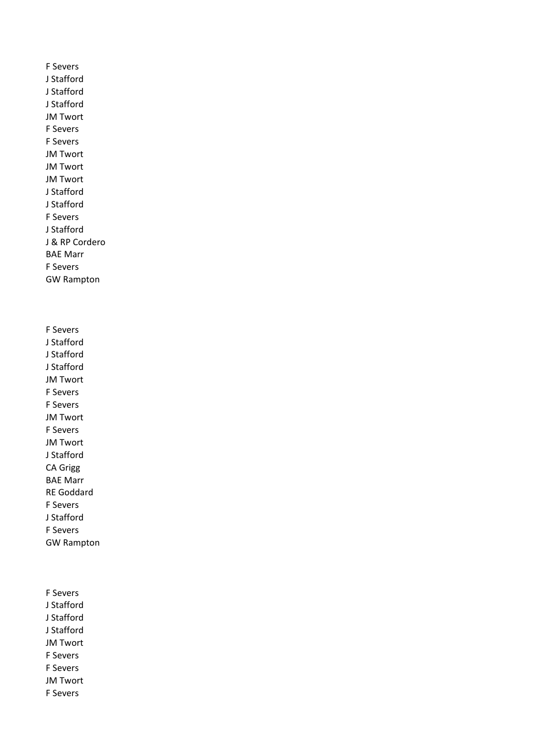F Severs
J Stafford
J Stafford
J Stafford
JM Twort
F Severs
F Severs
JM Twort
JM Twort
JM Twort
J Stafford
J Stafford
F Severs
J Stafford
J & RP Cordero
BAE Marr
F Severs
GW Rampton

F Severs
J Stafford
J Stafford
J Stafford
JM Twort
F Severs
F Severs
JM Twort
F Severs
JM Twort
J Stafford
CA Grigg
BAE Marr
RE Goddard
F Severs
J Stafford
F Severs
GW Rampton

F Severs
J Stafford
J Stafford
J Stafford
JM Twort
F Severs
F Severs
JM Twort
F Severs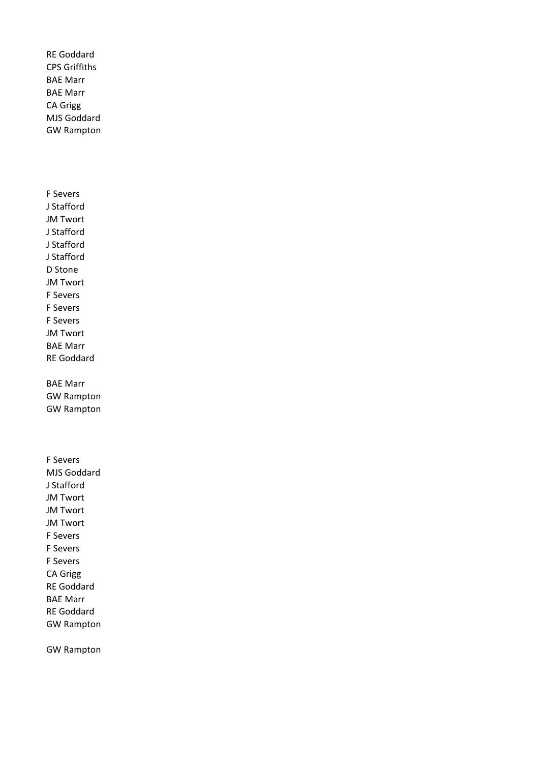RE Goddard
CPS Griffiths
BAE Marr
BAE Marr
CA Grigg
MJS Goddard
GW Rampton

F Severs
J Stafford
JM Twort
J Stafford
J Stafford
J Stafford
D Stone
JM Twort
F Severs
F Severs
F Severs
JM Twort
BAE Marr
RE Goddard

BAE Marr
GW Rampton
GW Rampton

F Severs
MJS Goddard
J Stafford
JM Twort
JM Twort
JM Twort
F Severs
F Severs
F Severs
CA Grigg
RE Goddard
BAE Marr
RE Goddard
GW Rampton

GW Rampton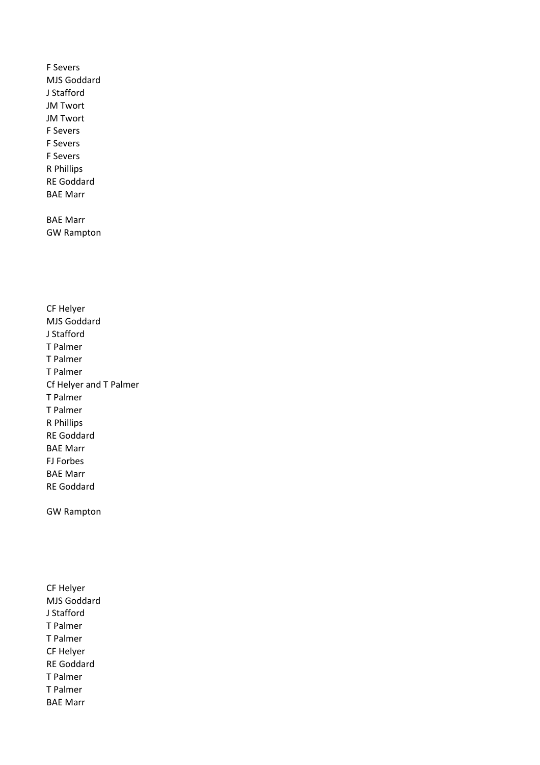F Severs
MJS Goddard
J Stafford
JM Twort
JM Twort
F Severs
F Severs
F Severs
R Phillips
RE Goddard
BAE Marr

BAE Marr
GW Rampton

CF Helyer
MJS Goddard
J Stafford
T Palmer
T Palmer
T Palmer
Cf Helyer and T Palmer
T Palmer
T Palmer
R Phillips
RE Goddard
BAE Marr
FJ Forbes
BAE Marr
RE Goddard

GW Rampton

CF Helyer
MJS Goddard
J Stafford
T Palmer
T Palmer
CF Helyer
RE Goddard
T Palmer
T Palmer
BAE Marr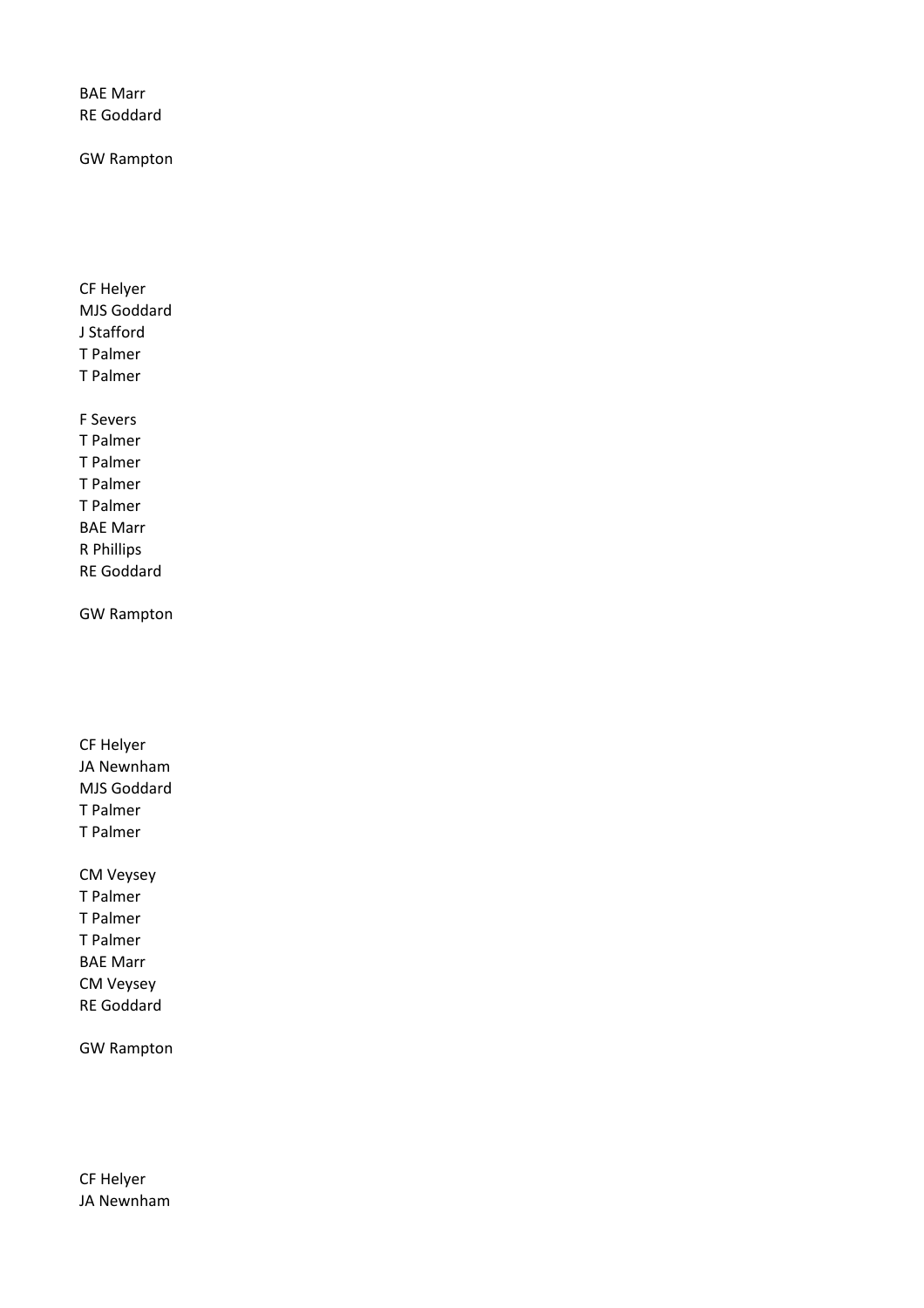BAE Marr
RE Goddard

GW Rampton

CF Helyer
MJS Goddard
J Stafford
T Palmer
T Palmer

F Severs
T Palmer
T Palmer
T Palmer
T Palmer
BAE Marr
R Phillips
RE Goddard

GW Rampton

CF Helyer
JA Newnham
MJS Goddard
T Palmer
T Palmer

CM Veysey
T Palmer
T Palmer
T Palmer
BAE Marr
CM Veysey
RE Goddard

GW Rampton

CF Helyer
JA Newnham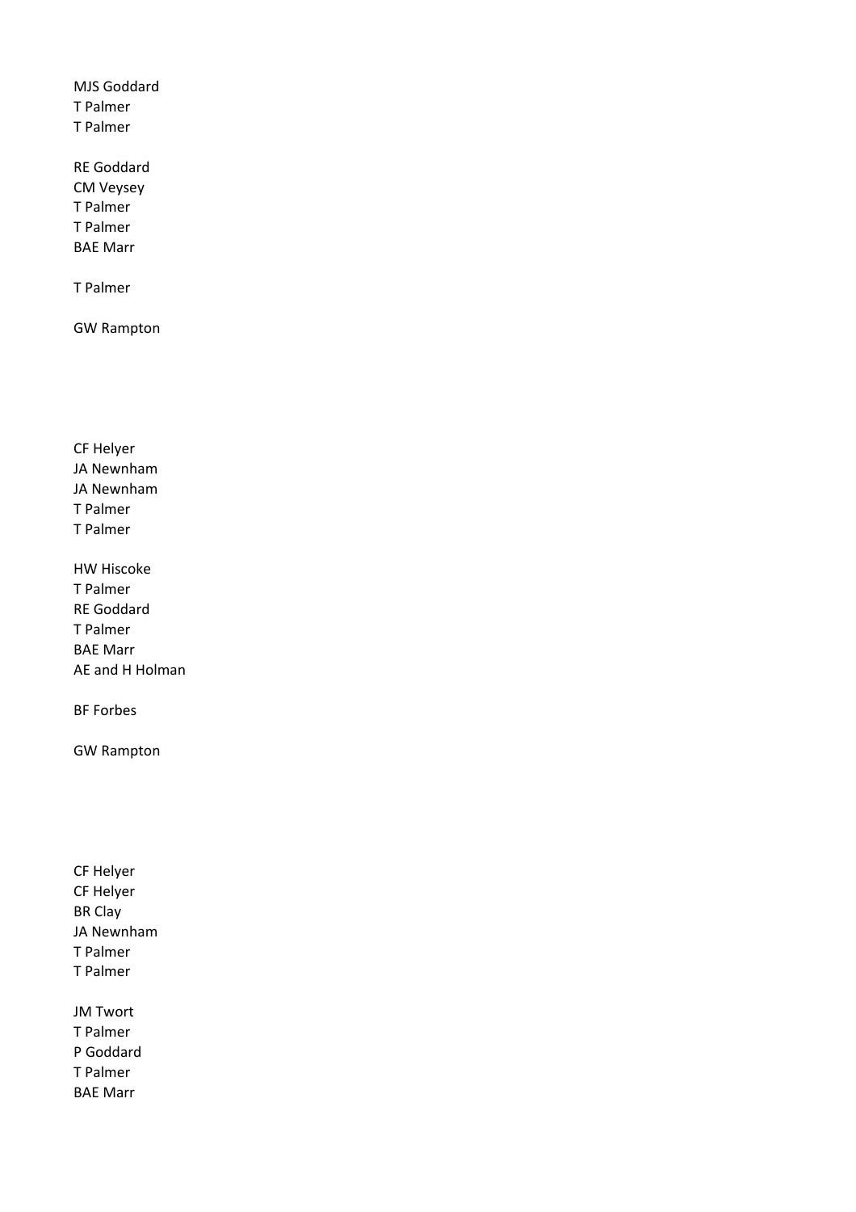MJS Goddard
T Palmer
T Palmer

RE Goddard
CM Veysey
T Palmer
T Palmer
BAE Marr

T Palmer

GW Rampton

CF Helyer
JA Newnham
JA Newnham
T Palmer
T Palmer

HW Hiscoke
T Palmer
RE Goddard
T Palmer
BAE Marr
AE and H Holman

BF Forbes

GW Rampton

CF Helyer
CF Helyer
BR Clay
JA Newnham
T Palmer
T Palmer

JM Twort
T Palmer
P Goddard
T Palmer
BAE Marr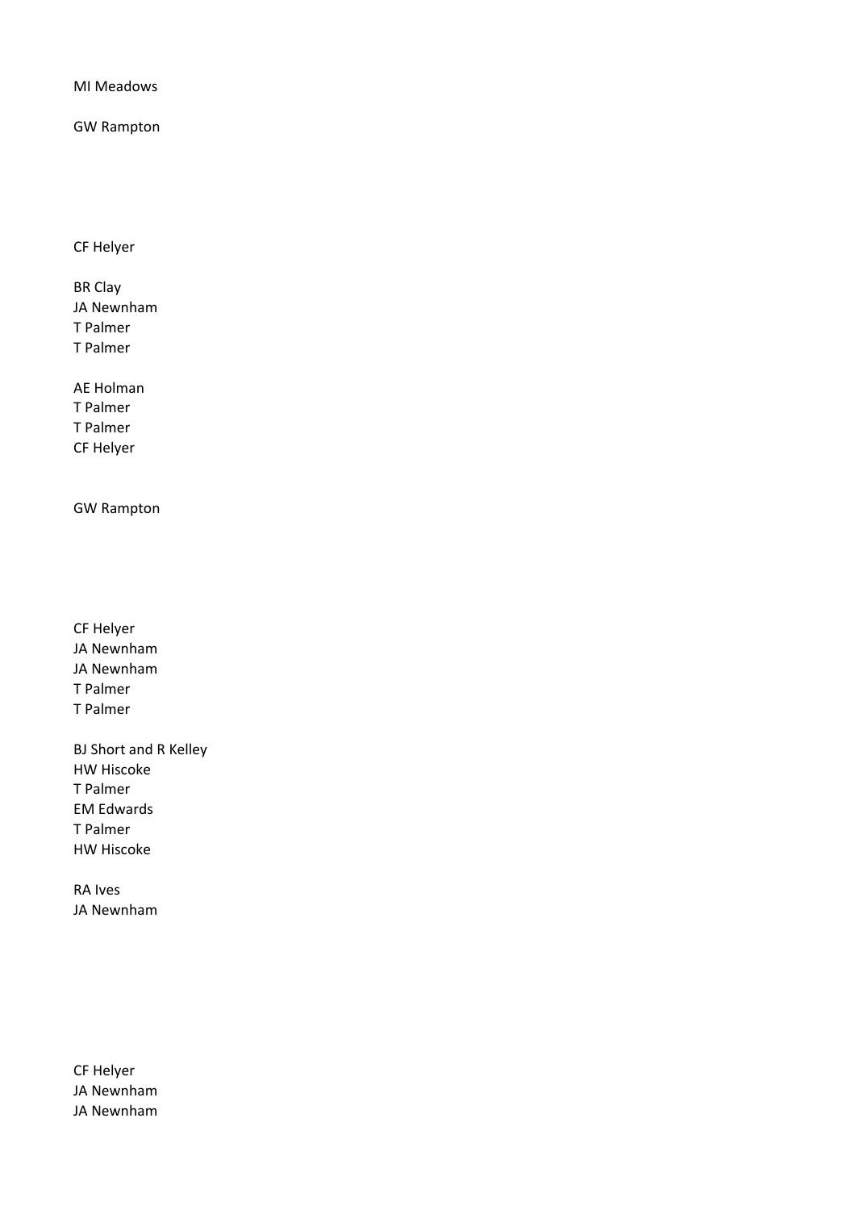MI Meadows

GW Rampton

CF Helyer

BR Clay
JA Newnham
T Palmer
T Palmer

AE Holman
T Palmer
T Palmer
CF Helyer

GW Rampton

CF Helyer
JA Newnham
JA Newnham
T Palmer
T Palmer

BJ Short and R Kelley
HW Hiscoke
T Palmer
EM Edwards
T Palmer
HW Hiscoke

RA Ives
JA Newnham

CF Helyer
JA Newnham
JA Newnham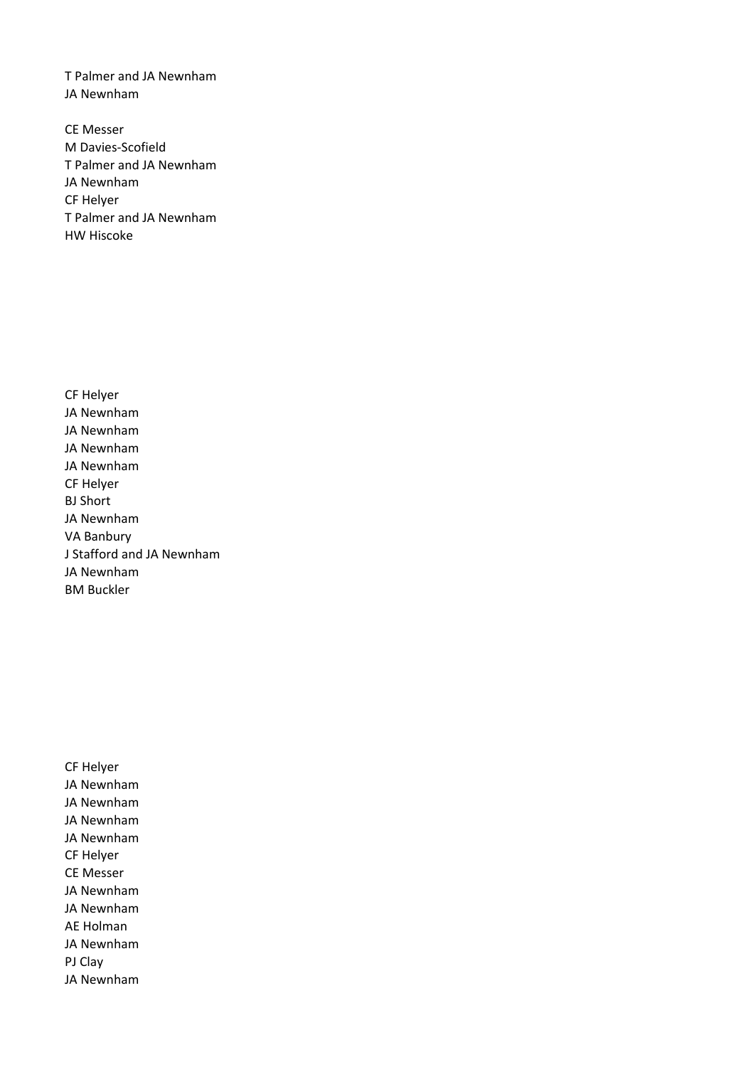T Palmer and JA Newnham
JA Newnham

CE Messer
M Davies-Scofield
T Palmer and JA Newnham
JA Newnham
CF Helyer
T Palmer and JA Newnham
HW Hiscoke

CF Helyer
JA Newnham
JA Newnham
JA Newnham
JA Newnham
CF Helyer
BJ Short
JA Newnham
VA Banbury
J Stafford and JA Newnham
JA Newnham
BM Buckler

CF Helyer
JA Newnham
JA Newnham
JA Newnham
JA Newnham
CF Helyer
CE Messer
JA Newnham
JA Newnham
AE Holman
JA Newnham
PJ Clay
JA Newnham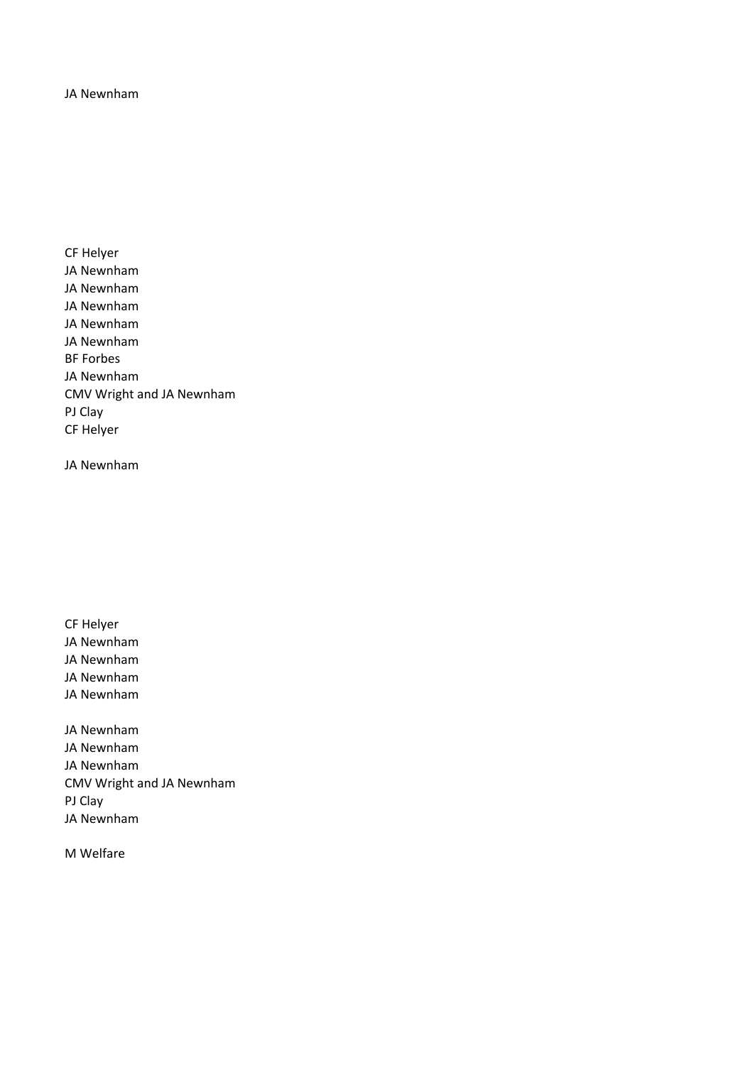JA Newnham

CF Helyer
JA Newnham
JA Newnham
JA Newnham
JA Newnham
JA Newnham
BF Forbes
JA Newnham
CMV Wright and JA Newnham
PJ Clay
CF Helyer

JA Newnham

CF Helyer
JA Newnham
JA Newnham
JA Newnham
JA Newnham

JA Newnham
JA Newnham
JA Newnham
CMV Wright and JA Newnham
PJ Clay
JA Newnham

M Welfare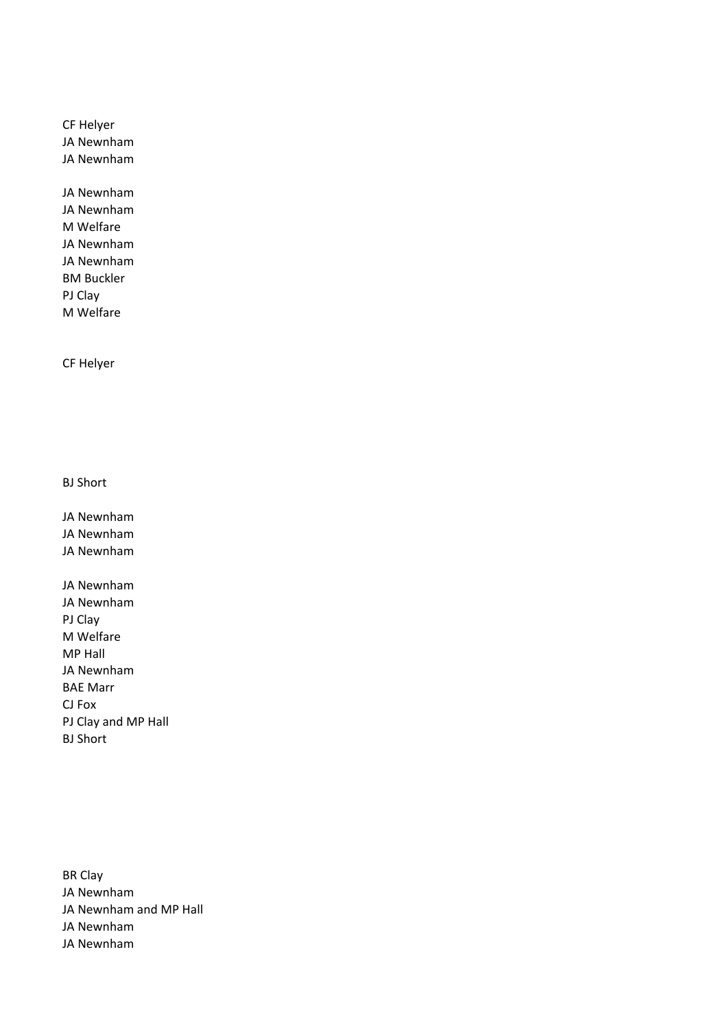CF Helyer
JA Newnham
JA Newnham

JA Newnham
JA Newnham
M Welfare
JA Newnham
JA Newnham
BM Buckler
PJ Clay
M Welfare

CF Helyer

BJ Short

JA Newnham
JA Newnham
JA Newnham

JA Newnham
JA Newnham
PJ Clay
M Welfare
MP Hall
JA Newnham
BAE Marr
CJ Fox
PJ Clay and MP Hall
BJ Short

BR Clay
JA Newnham
JA Newnham and MP Hall
JA Newnham
JA Newnham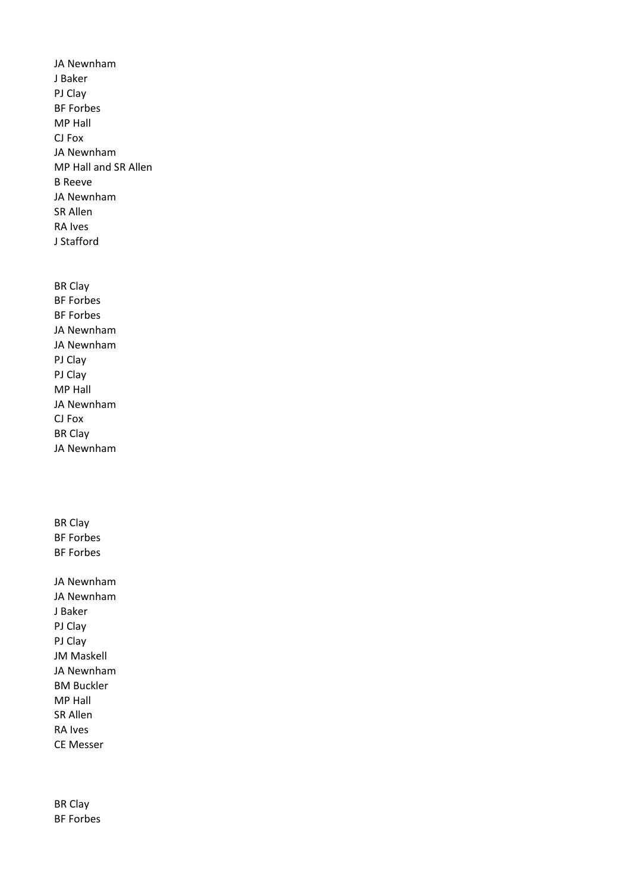JA Newnham
J Baker
PJ Clay
BF Forbes
MP Hall
CJ Fox
JA Newnham
MP Hall and SR Allen
B Reeve
JA Newnham
SR Allen
RA Ives
J Stafford

BR Clay
BF Forbes
BF Forbes
JA Newnham
JA Newnham
PJ Clay
PJ Clay
MP Hall
JA Newnham
CJ Fox
BR Clay
JA Newnham

BR Clay
BF Forbes
BF Forbes

JA Newnham
JA Newnham
J Baker
PJ Clay
PJ Clay
JM Maskell
JA Newnham
BM Buckler
MP Hall
SR Allen
RA Ives
CE Messer

BR Clay
BF Forbes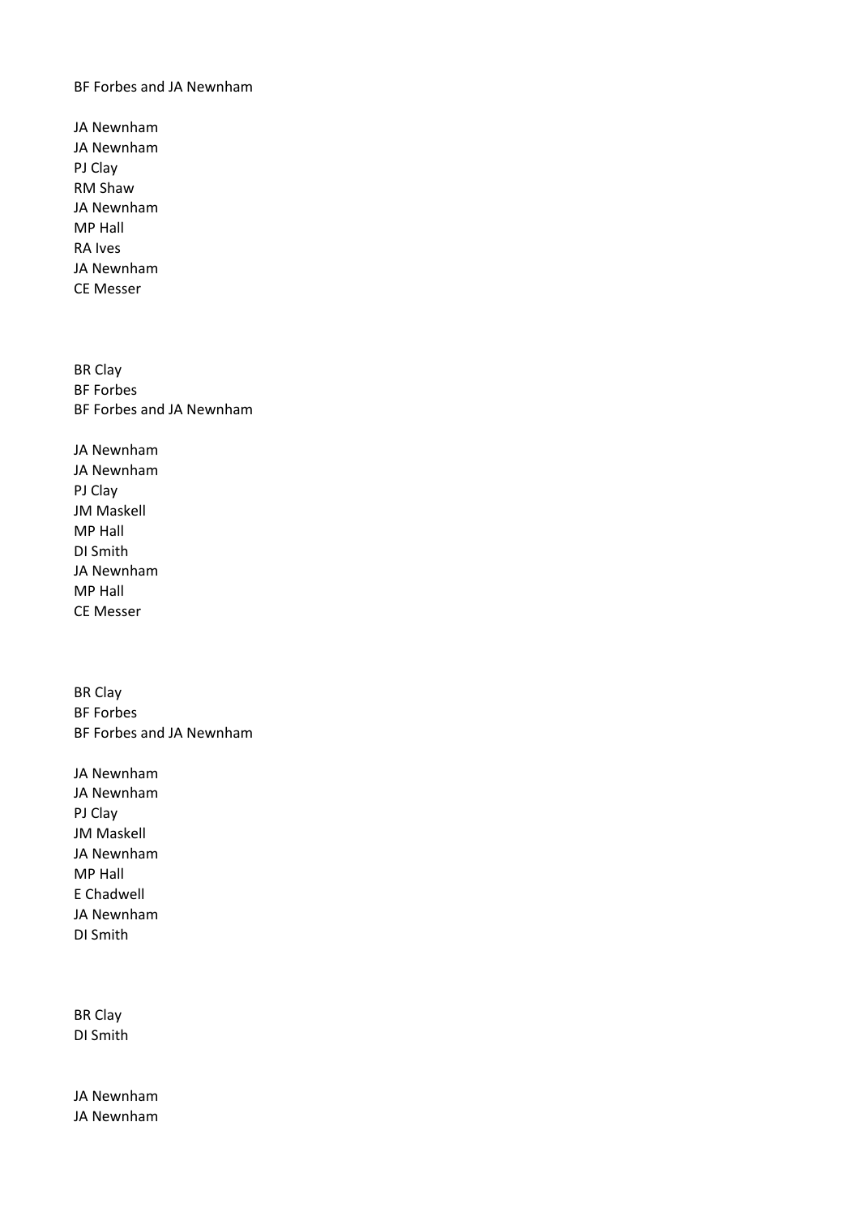BF Forbes and JA Newnham

JA Newnham
JA Newnham
PJ Clay
RM Shaw
JA Newnham
MP Hall
RA Ives
JA Newnham
CE Messer

BR Clay
BF Forbes
BF Forbes and JA Newnham

JA Newnham
JA Newnham
PJ Clay
JM Maskell
MP Hall
DI Smith
JA Newnham
MP Hall
CE Messer

BR Clay
BF Forbes
BF Forbes and JA Newnham

JA Newnham
JA Newnham
PJ Clay
JM Maskell
JA Newnham
MP Hall
E Chadwell
JA Newnham
DI Smith

BR Clay
DI Smith

JA Newnham
JA Newnham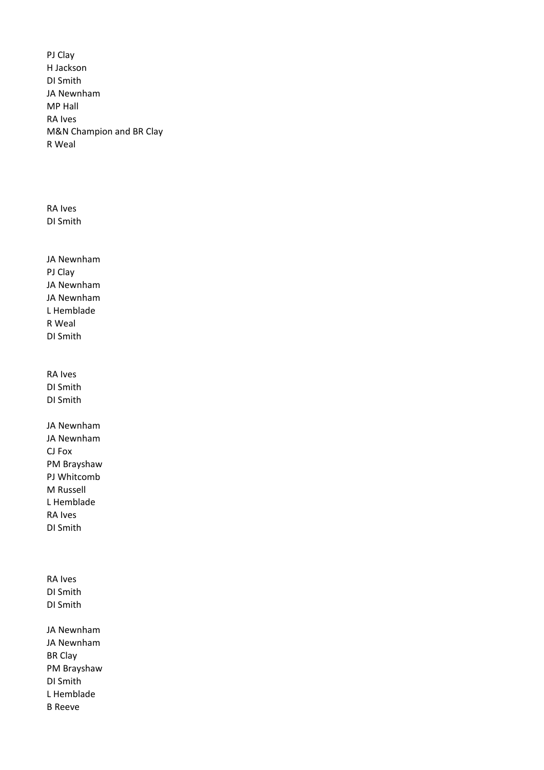PJ Clay
H Jackson
DI Smith
JA Newnham
MP Hall
RA Ives
M&N Champion and BR Clay
R Weal

RA Ives
DI Smith

JA Newnham
PJ Clay
JA Newnham
JA Newnham
L Hemblade
R Weal
DI Smith

RA Ives
DI Smith
DI Smith

JA Newnham
JA Newnham
CJ Fox
PM Brayshaw
PJ Whitcomb
M Russell
L Hemblade
RA Ives
DI Smith

RA Ives
DI Smith
DI Smith

JA Newnham
JA Newnham
BR Clay
PM Brayshaw
DI Smith
L Hemblade
B Reeve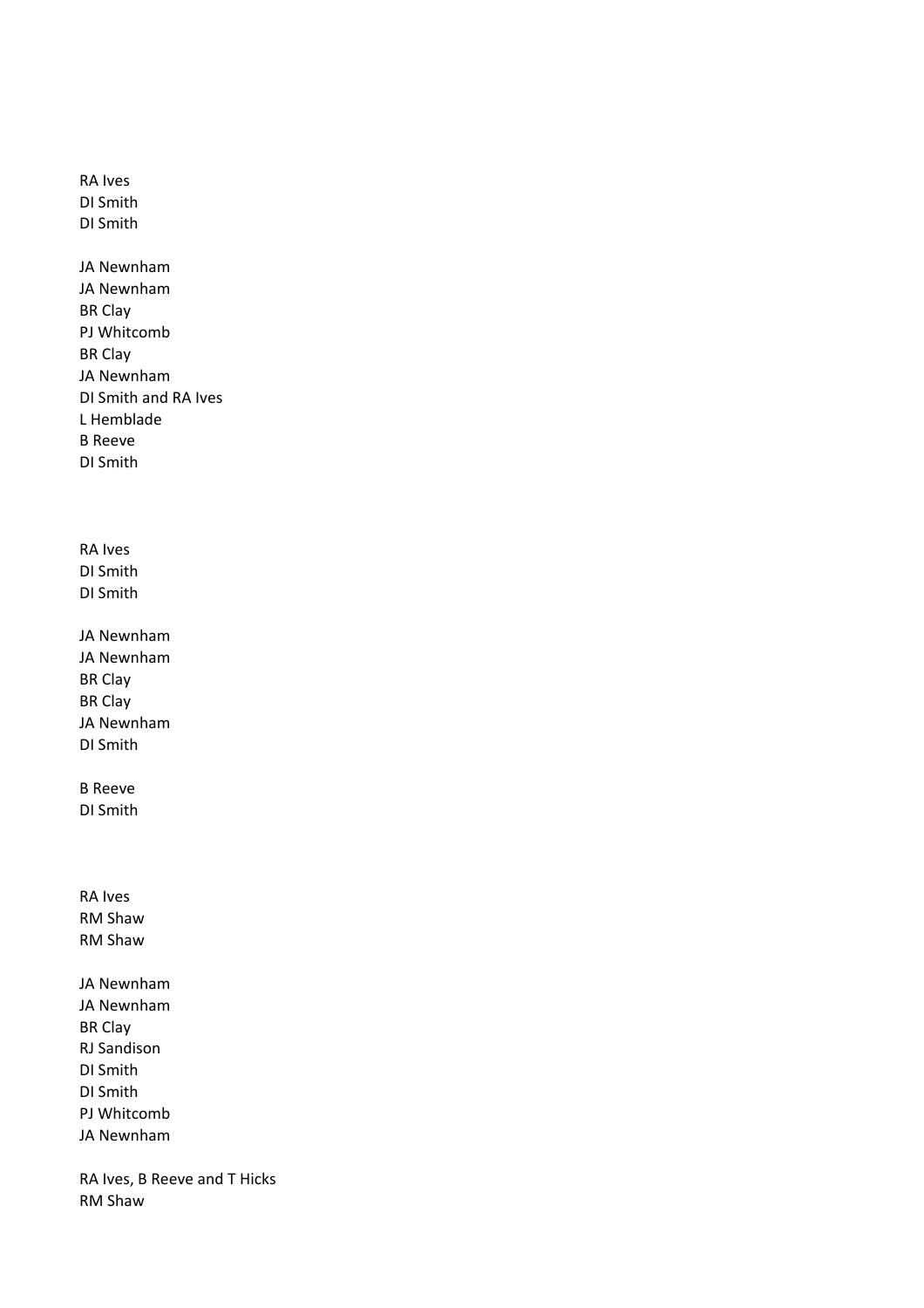RA Ives
DI Smith
DI Smith

JA Newnham
JA Newnham
BR Clay
PJ Whitcomb
BR Clay
JA Newnham
DI Smith and RA Ives
L Hemblade
B Reeve
DI Smith

RA Ives
DI Smith
DI Smith

JA Newnham
JA Newnham
BR Clay
BR Clay
JA Newnham
DI Smith

B Reeve
DI Smith

RA Ives
RM Shaw
RM Shaw

JA Newnham
JA Newnham
BR Clay
RJ Sandison
DI Smith
DI Smith
PJ Whitcomb
JA Newnham

RA Ives, B Reeve and T Hicks
RM Shaw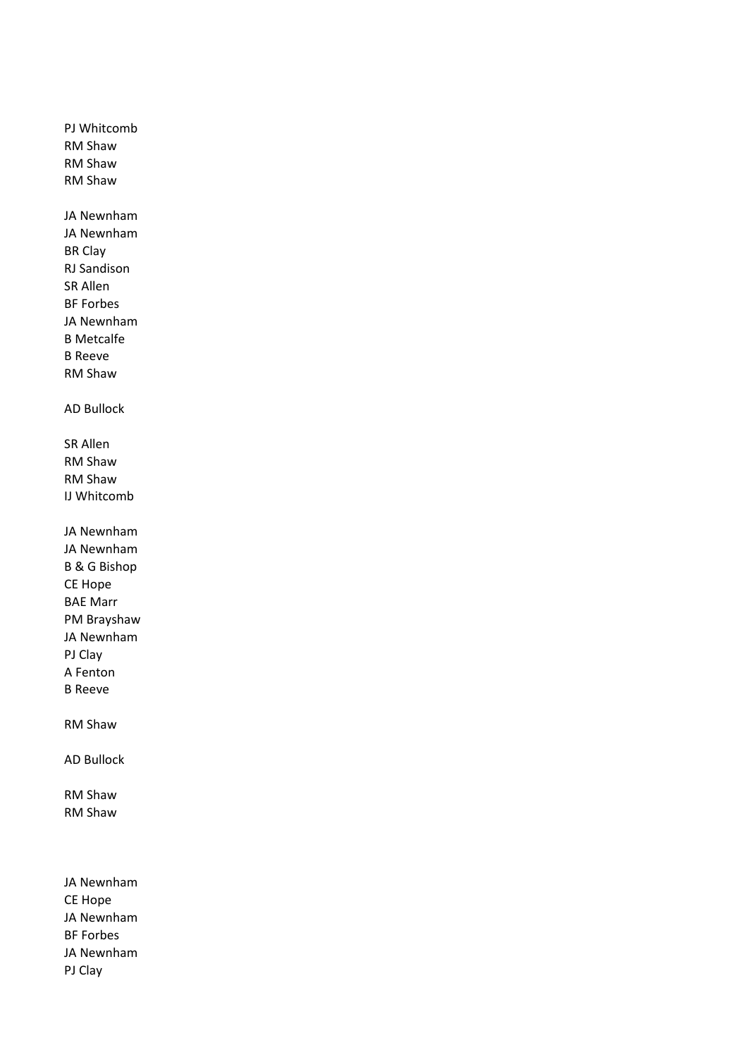PJ Whitcomb
RM Shaw
RM Shaw
RM Shaw

JA Newnham
JA Newnham
BR Clay
RJ Sandison
SR Allen
BF Forbes
JA Newnham
B Metcalfe
B Reeve
RM Shaw

AD Bullock

SR Allen
RM Shaw
RM Shaw
IJ Whitcomb

JA Newnham
JA Newnham
B & G Bishop
CE Hope
BAE Marr
PM Brayshaw
JA Newnham
PJ Clay
A Fenton
B Reeve

RM Shaw

AD Bullock

RM Shaw
RM Shaw

JA Newnham
CE Hope
JA Newnham
BF Forbes
JA Newnham
PJ Clay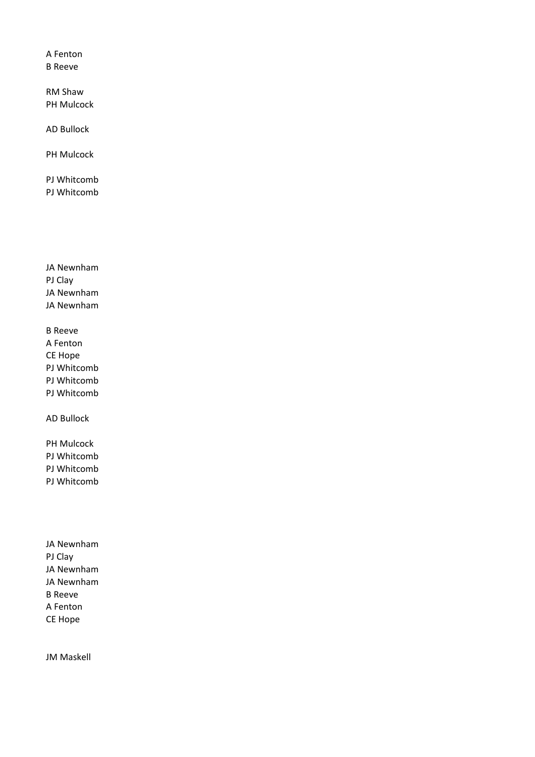A Fenton
B Reeve

RM Shaw
PH Mulcock

AD Bullock

PH Mulcock

PJ Whitcomb
PJ Whitcomb

JA Newnham
PJ Clay
JA Newnham
JA Newnham

B Reeve
A Fenton
CE Hope
PJ Whitcomb
PJ Whitcomb
PJ Whitcomb

AD Bullock

PH Mulcock
PJ Whitcomb
PJ Whitcomb
PJ Whitcomb

JA Newnham
PJ Clay
JA Newnham
JA Newnham
B Reeve
A Fenton
CE Hope

JM Maskell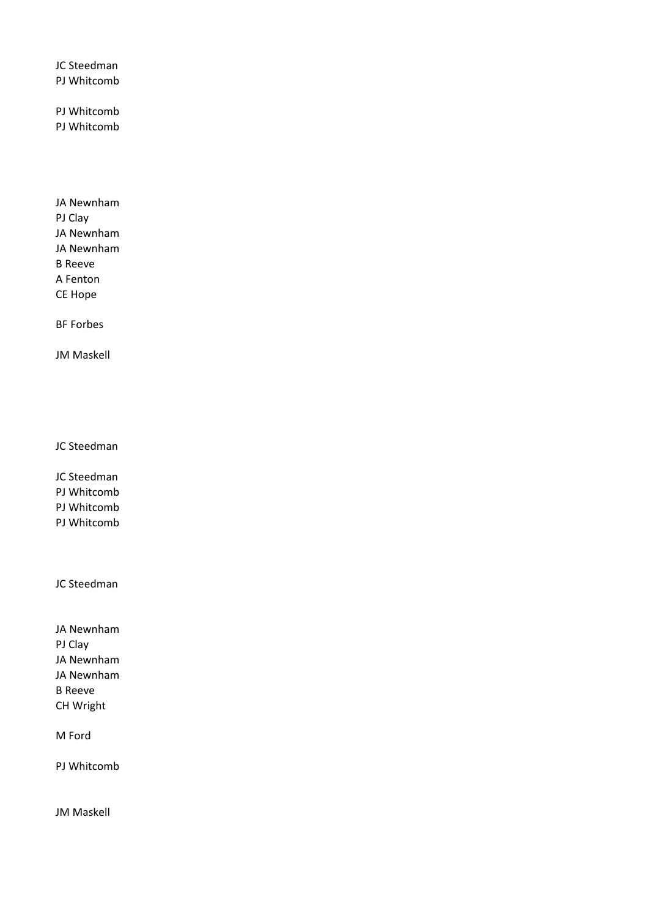JC Steedman
PJ Whitcomb

PJ Whitcomb
PJ Whitcomb

JA Newnham
PJ Clay
JA Newnham
JA Newnham
B Reeve
A Fenton
CE Hope

BF Forbes

JM Maskell

JC Steedman

JC Steedman
PJ Whitcomb
PJ Whitcomb
PJ Whitcomb

JC Steedman

JA Newnham
PJ Clay
JA Newnham
JA Newnham
B Reeve
CH Wright

M Ford

PJ Whitcomb

JM Maskell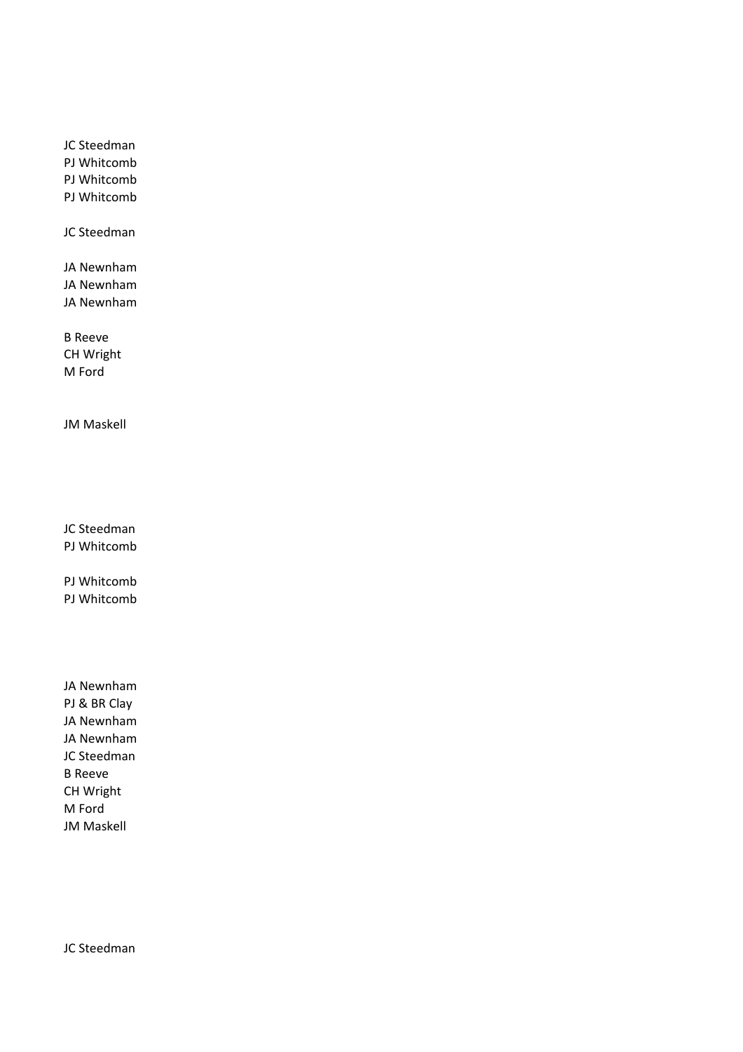JC Steedman
PJ Whitcomb
PJ Whitcomb
PJ Whitcomb

JC Steedman

JA Newnham
JA Newnham
JA Newnham

B Reeve
CH Wright
M Ford

JM Maskell

JC Steedman
PJ Whitcomb

PJ Whitcomb
PJ Whitcomb

JA Newnham
PJ & BR Clay
JA Newnham
JA Newnham
JC Steedman
B Reeve
CH Wright
M Ford
JM Maskell

JC Steedman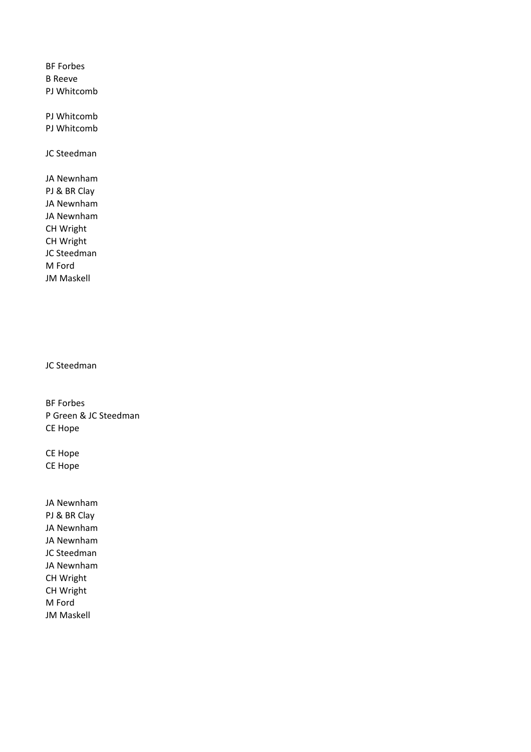BF Forbes
B Reeve
PJ Whitcomb

PJ Whitcomb
PJ Whitcomb

JC Steedman

JA Newnham
PJ & BR Clay
JA Newnham
JA Newnham
CH Wright
CH Wright
JC Steedman
M Ford
JM Maskell

JC Steedman

BF Forbes
P Green & JC Steedman
CE Hope

CE Hope
CE Hope

JA Newnham
PJ & BR Clay
JA Newnham
JA Newnham
JC Steedman
JA Newnham
CH Wright
CH Wright
M Ford
JM Maskell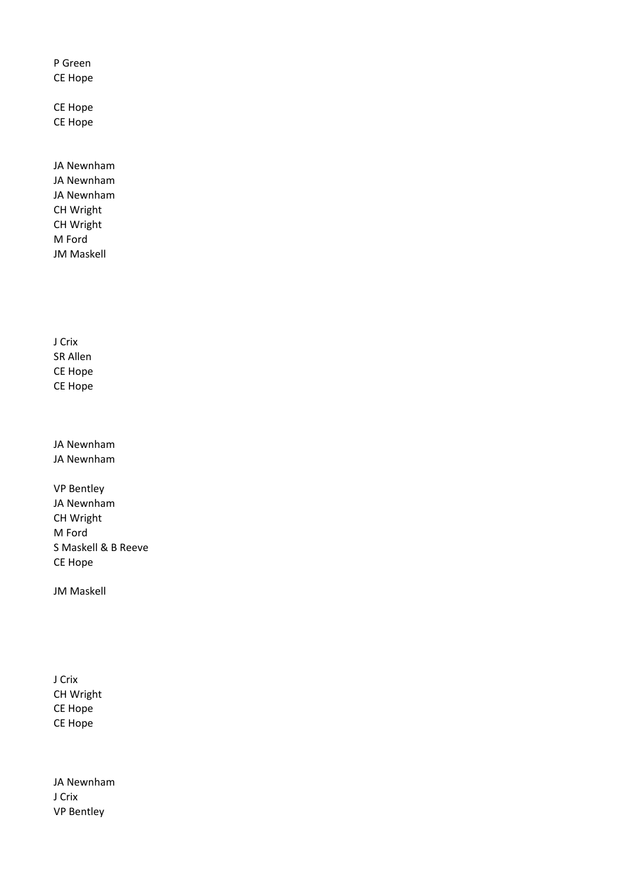P Green
CE Hope

CE Hope
CE Hope

JA Newnham
JA Newnham
JA Newnham
CH Wright
CH Wright
M Ford
JM Maskell

J Crix
SR Allen
CE Hope
CE Hope

JA Newnham
JA Newnham

VP Bentley
JA Newnham
CH Wright
M Ford
S Maskell & B Reeve
CE Hope

JM Maskell

J Crix
CH Wright
CE Hope
CE Hope

JA Newnham
J Crix
VP Bentley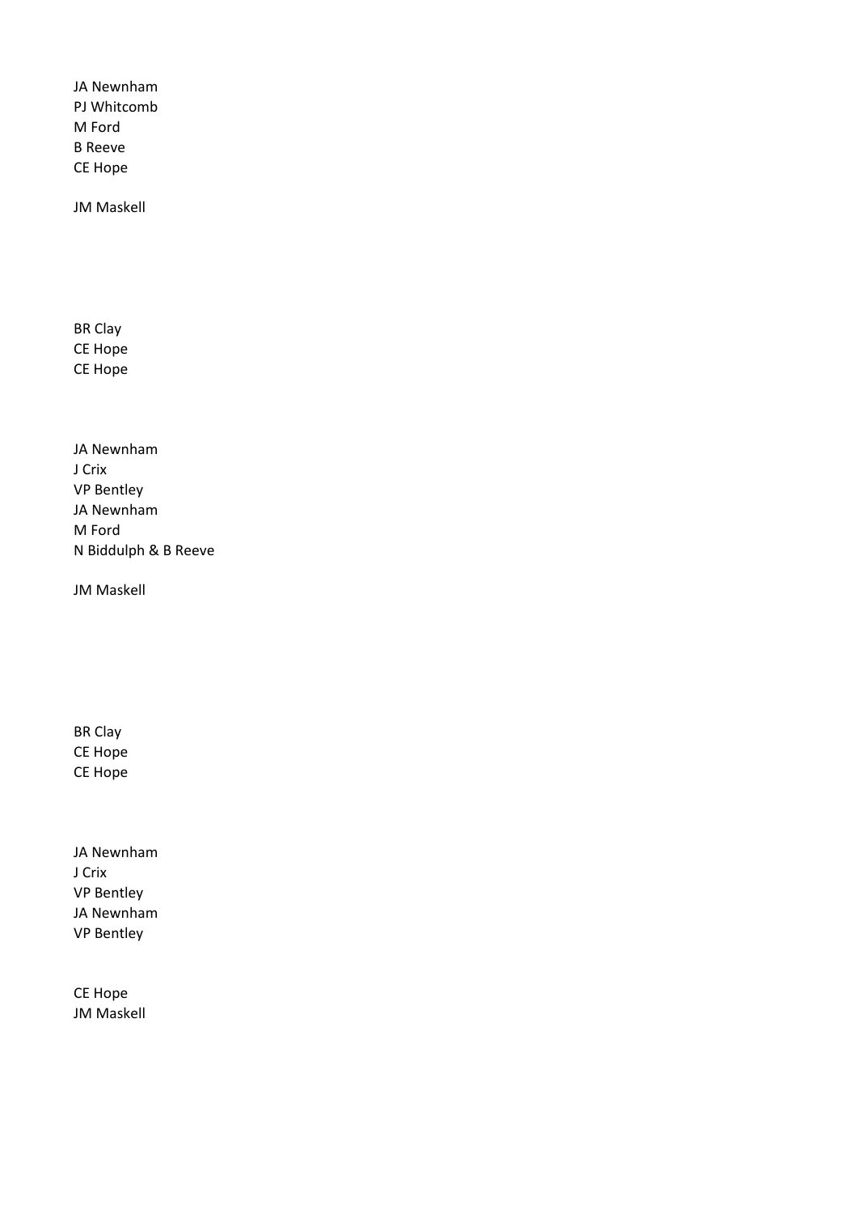JA Newnham
PJ Whitcomb
M Ford
B Reeve
CE Hope

JM Maskell

BR Clay
CE Hope
CE Hope

JA Newnham
J Crix
VP Bentley
JA Newnham
M Ford
N Biddulph & B Reeve

JM Maskell

BR Clay
CE Hope
CE Hope

JA Newnham
J Crix
VP Bentley
JA Newnham
VP Bentley

CE Hope
JM Maskell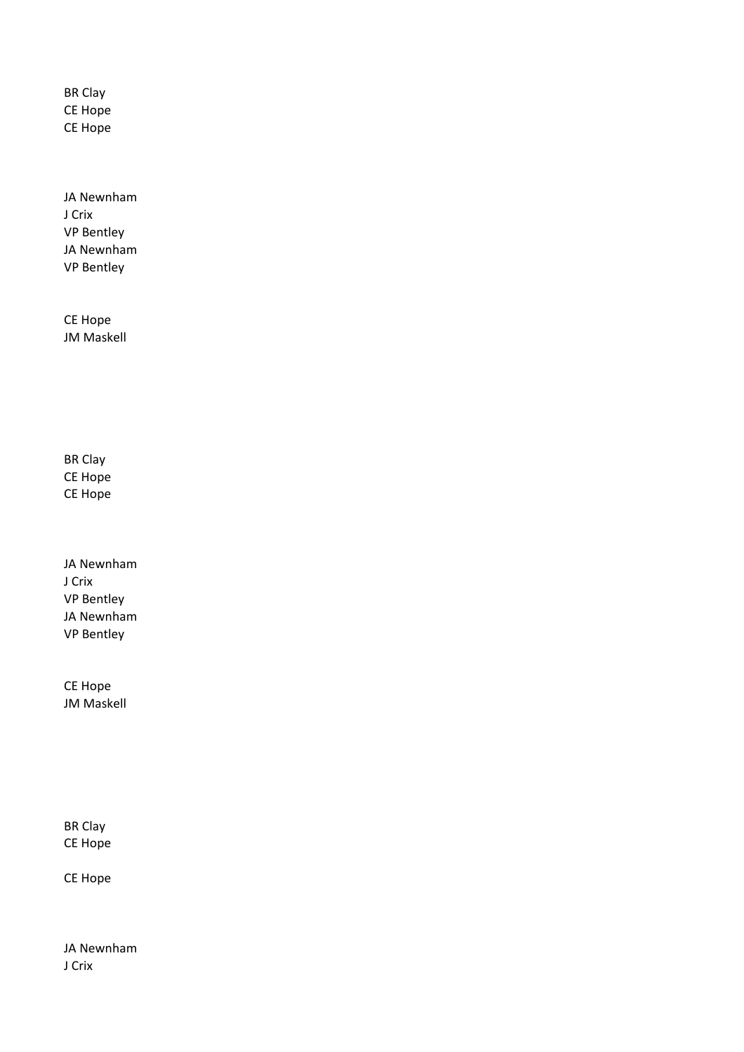BR Clay
CE Hope
CE Hope

JA Newnham
J Crix
VP Bentley
JA Newnham
VP Bentley

CE Hope
JM Maskell

BR Clay
CE Hope
CE Hope

JA Newnham
J Crix
VP Bentley
JA Newnham
VP Bentley

CE Hope
JM Maskell

BR Clay
CE Hope

CE Hope

JA Newnham
J Crix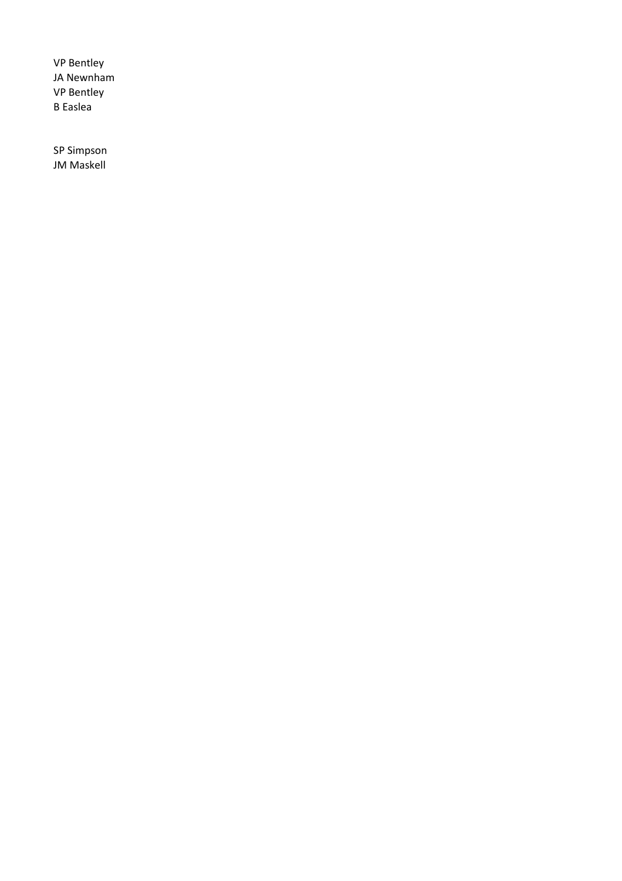VP Bentley
JA Newnham
VP Bentley
B Easlea

SP Simpson
JM Maskell